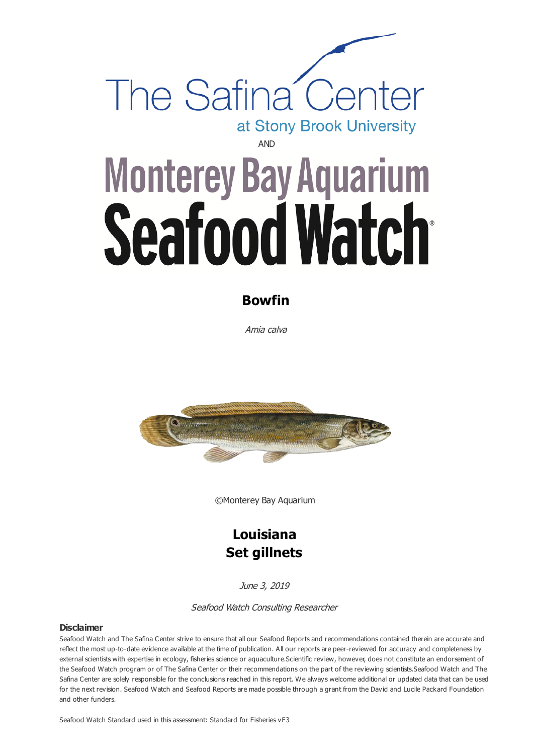The Safina Center at Stony Brook University

AND

Monterey Bay Aquarium Seafood Watch®

# Bowfin

*Amia calva*

©Monterey Bay Aquarium

## Louisiana
## Set gillnets

*June 3, 2019*

*Seafood Watch Consulting Researcher*

**Disclaimer**

Seafood Watch and The Safina Center strive to ensure that all our Seafood Reports and recommendations contained therein are accurate and reflect the most up-to-date evidence available at the time of publication. All our reports are peer-reviewed for accuracy and completeness by external scientists with expertise in ecology, fisheries science or aquaculture.Scientific review, however, does not constitute an endorsement of the Seafood Watch program or of The Safina Center or their recommendations on the part of the reviewing scientists.Seafood Watch and The Safina Center are solely responsible for the conclusions reached in this report. We always welcome additional or updated data that can be used for the next revision. Seafood Watch and Seafood Reports are made possible through a grant from the David and Lucile Packard Foundation and other funders.

Seafood Watch Standard used in this assessment: Standard for Fisheries vF3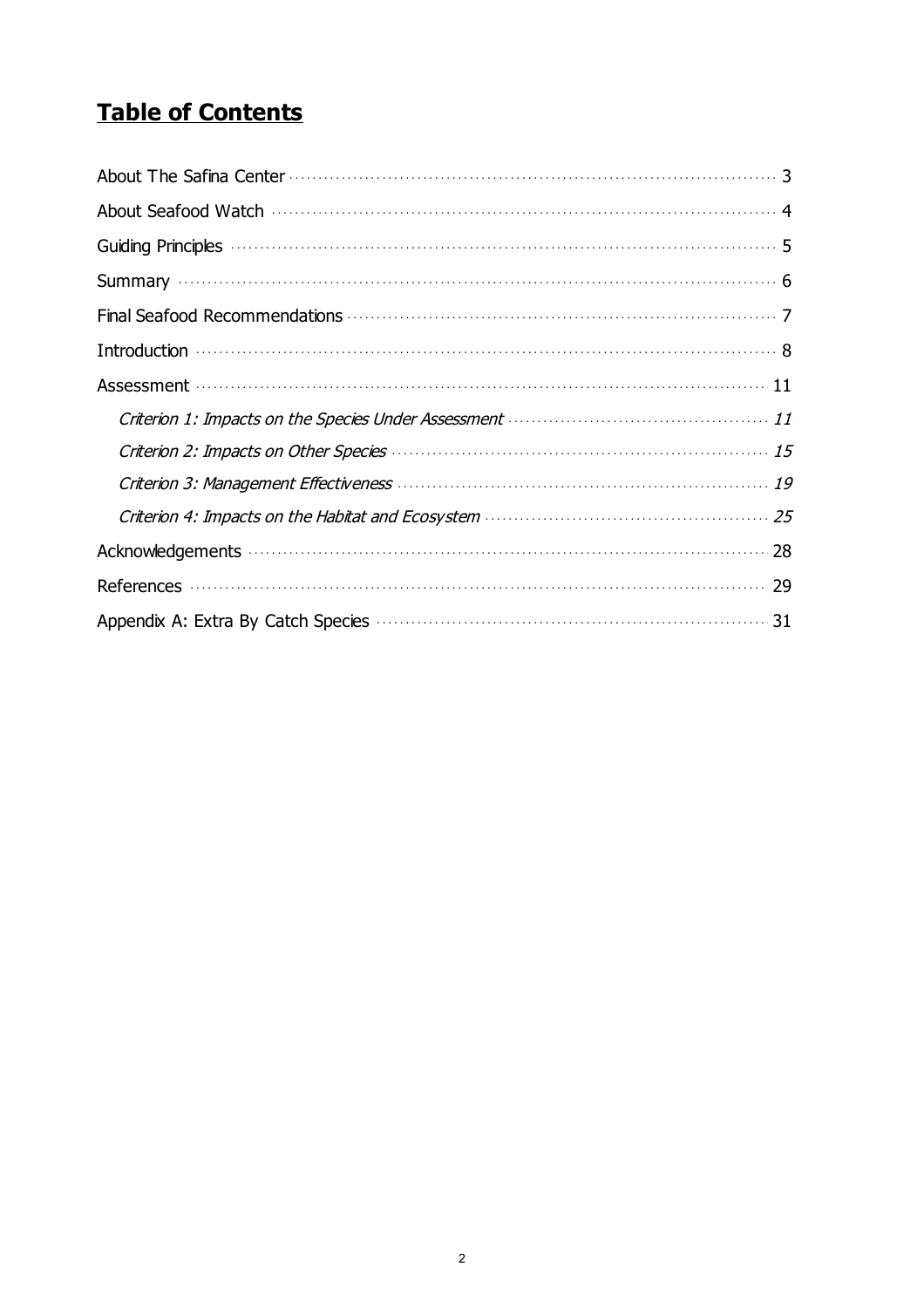# Table of Contents

About The Safina Center ........ 3

About Seafood Watch ........ 4

Guiding Principles ........ 5

Summary ........ 6

Final Seafood Recommendations ........ 7

Introduction ........ 8

Assessment ........ 11

- *Criterion 1: Impacts on the Species Under Assessment ........ 11*
- *Criterion 2: Impacts on Other Species ........ 15*
- *Criterion 3: Management Effectiveness ........ 19*
- *Criterion 4: Impacts on the Habitat and Ecosystem ........ 25*

Acknowledgements ........ 28

References ........ 29

Appendix A: Extra By Catch Species ........ 31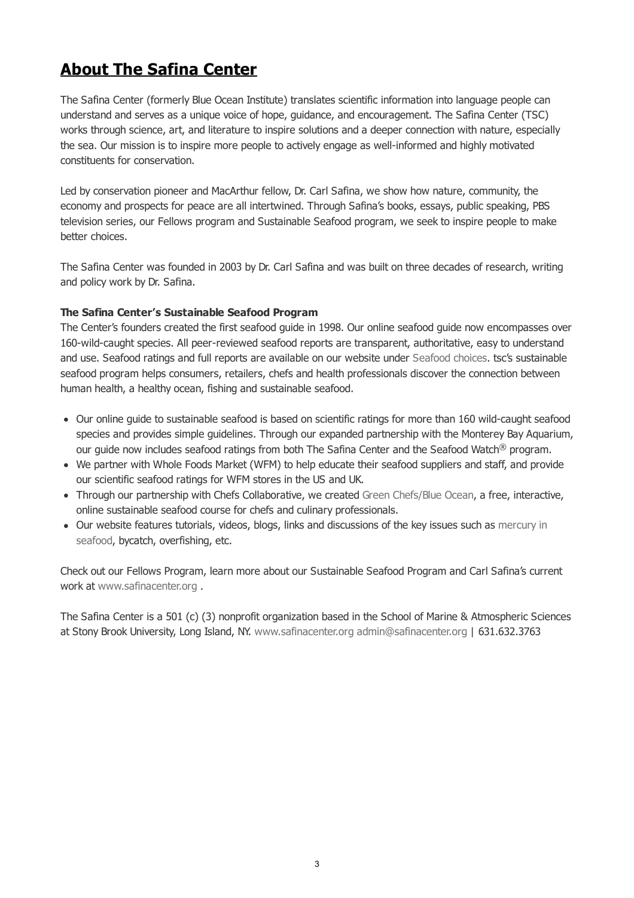## About The Safina Center

The Safina Center (formerly Blue Ocean Institute) translates scientific information into language people can understand and serves as a unique voice of hope, guidance, and encouragement. The Safina Center (TSC) works through science, art, and literature to inspire solutions and a deeper connection with nature, especially the sea. Our mission is to inspire more people to actively engage as well-informed and highly motivated constituents for conservation.

Led by conservation pioneer and MacArthur fellow, Dr. Carl Safina, we show how nature, community, the economy and prospects for peace are all intertwined. Through Safina's books, essays, public speaking, PBS television series, our Fellows program and Sustainable Seafood program, we seek to inspire people to make better choices.

The Safina Center was founded in 2003 by Dr. Carl Safina and was built on three decades of research, writing and policy work by Dr. Safina.

**The Safina Center's Sustainable Seafood Program**

The Center's founders created the first seafood guide in 1998. Our online seafood guide now encompasses over 160-wild-caught species. All peer-reviewed seafood reports are transparent, authoritative, easy to understand and use. Seafood ratings and full reports are available on our website under Seafood choices. tsc's sustainable seafood program helps consumers, retailers, chefs and health professionals discover the connection between human health, a healthy ocean, fishing and sustainable seafood.

- Our online guide to sustainable seafood is based on scientific ratings for more than 160 wild-caught seafood species and provides simple guidelines. Through our expanded partnership with the Monterey Bay Aquarium, our guide now includes seafood ratings from both The Safina Center and the Seafood Watch® program.
- We partner with Whole Foods Market (WFM) to help educate their seafood suppliers and staff, and provide our scientific seafood ratings for WFM stores in the US and UK.
- Through our partnership with Chefs Collaborative, we created Green Chefs/Blue Ocean, a free, interactive, online sustainable seafood course for chefs and culinary professionals.
- Our website features tutorials, videos, blogs, links and discussions of the key issues such as mercury in seafood, bycatch, overfishing, etc.

Check out our Fellows Program, learn more about our Sustainable Seafood Program and Carl Safina's current work at www.safinacenter.org .

The Safina Center is a 501 (c) (3) nonprofit organization based in the School of Marine & Atmospheric Sciences at Stony Brook University, Long Island, NY. www.safinacenter.org admin@safinacenter.org | 631.632.3763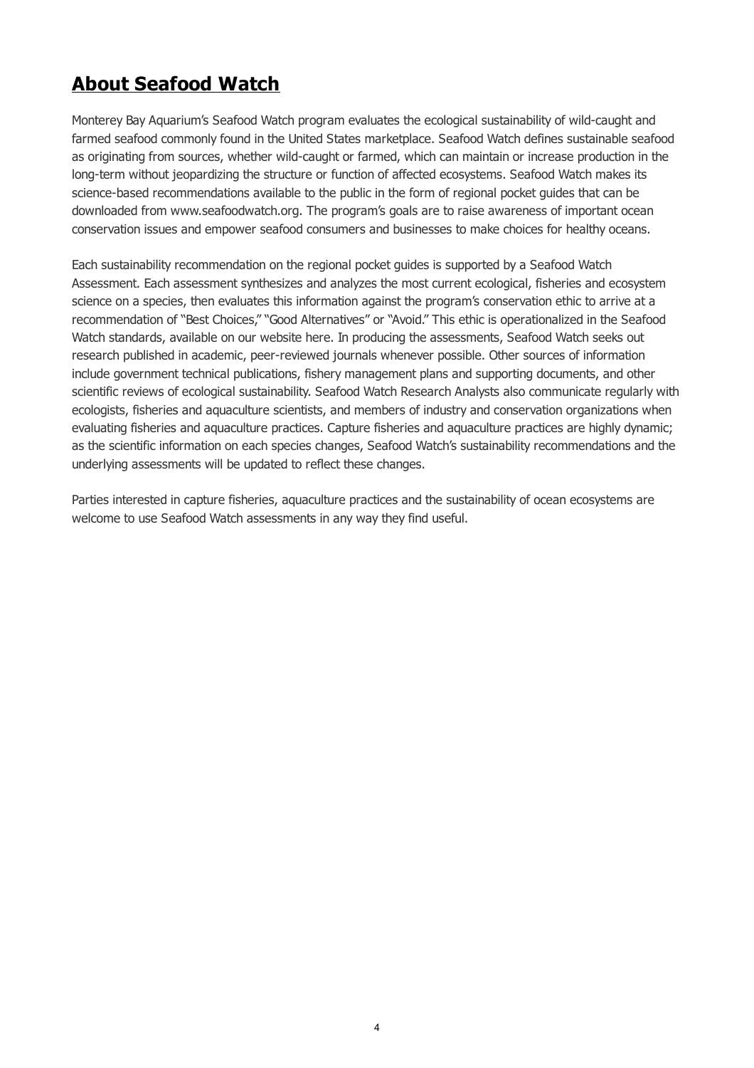## About Seafood Watch

Monterey Bay Aquarium's Seafood Watch program evaluates the ecological sustainability of wild-caught and farmed seafood commonly found in the United States marketplace. Seafood Watch defines sustainable seafood as originating from sources, whether wild-caught or farmed, which can maintain or increase production in the long-term without jeopardizing the structure or function of affected ecosystems. Seafood Watch makes its science-based recommendations available to the public in the form of regional pocket guides that can be downloaded from www.seafoodwatch.org. The program's goals are to raise awareness of important ocean conservation issues and empower seafood consumers and businesses to make choices for healthy oceans.

Each sustainability recommendation on the regional pocket guides is supported by a Seafood Watch Assessment. Each assessment synthesizes and analyzes the most current ecological, fisheries and ecosystem science on a species, then evaluates this information against the program's conservation ethic to arrive at a recommendation of "Best Choices," "Good Alternatives" or "Avoid." This ethic is operationalized in the Seafood Watch standards, available on our website here. In producing the assessments, Seafood Watch seeks out research published in academic, peer-reviewed journals whenever possible. Other sources of information include government technical publications, fishery management plans and supporting documents, and other scientific reviews of ecological sustainability. Seafood Watch Research Analysts also communicate regularly with ecologists, fisheries and aquaculture scientists, and members of industry and conservation organizations when evaluating fisheries and aquaculture practices. Capture fisheries and aquaculture practices are highly dynamic; as the scientific information on each species changes, Seafood Watch's sustainability recommendations and the underlying assessments will be updated to reflect these changes.

Parties interested in capture fisheries, aquaculture practices and the sustainability of ocean ecosystems are welcome to use Seafood Watch assessments in any way they find useful.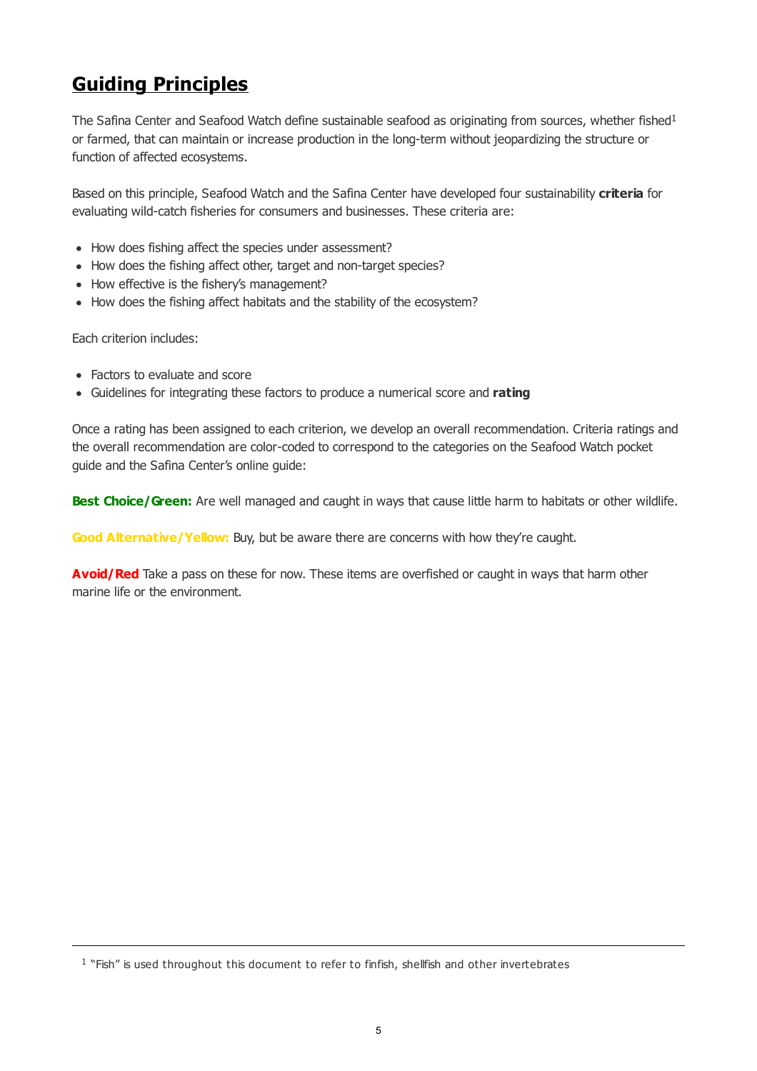## Guiding Principles

The Safina Center and Seafood Watch define sustainable seafood as originating from sources, whether fished[1] or farmed, that can maintain or increase production in the long-term without jeopardizing the structure or function of affected ecosystems.

Based on this principle, Seafood Watch and the Safina Center have developed four sustainability **criteria** for evaluating wild-catch fisheries for consumers and businesses. These criteria are:

- How does fishing affect the species under assessment?
- How does the fishing affect other, target and non-target species?
- How effective is the fishery's management?
- How does the fishing affect habitats and the stability of the ecosystem?

Each criterion includes:

- Factors to evaluate and score
- Guidelines for integrating these factors to produce a numerical score and **rating**

Once a rating has been assigned to each criterion, we develop an overall recommendation. Criteria ratings and the overall recommendation are color-coded to correspond to the categories on the Seafood Watch pocket guide and the Safina Center's online guide:

**Best Choice/Green:** Are well managed and caught in ways that cause little harm to habitats or other wildlife.

**Good Alternative/Yellow:** Buy, but be aware there are concerns with how they're caught.

**Avoid/Red** Take a pass on these for now. These items are overfished or caught in ways that harm other marine life or the environment.

---

[1] "Fish" is used throughout this document to refer to finfish, shellfish and other invertebrates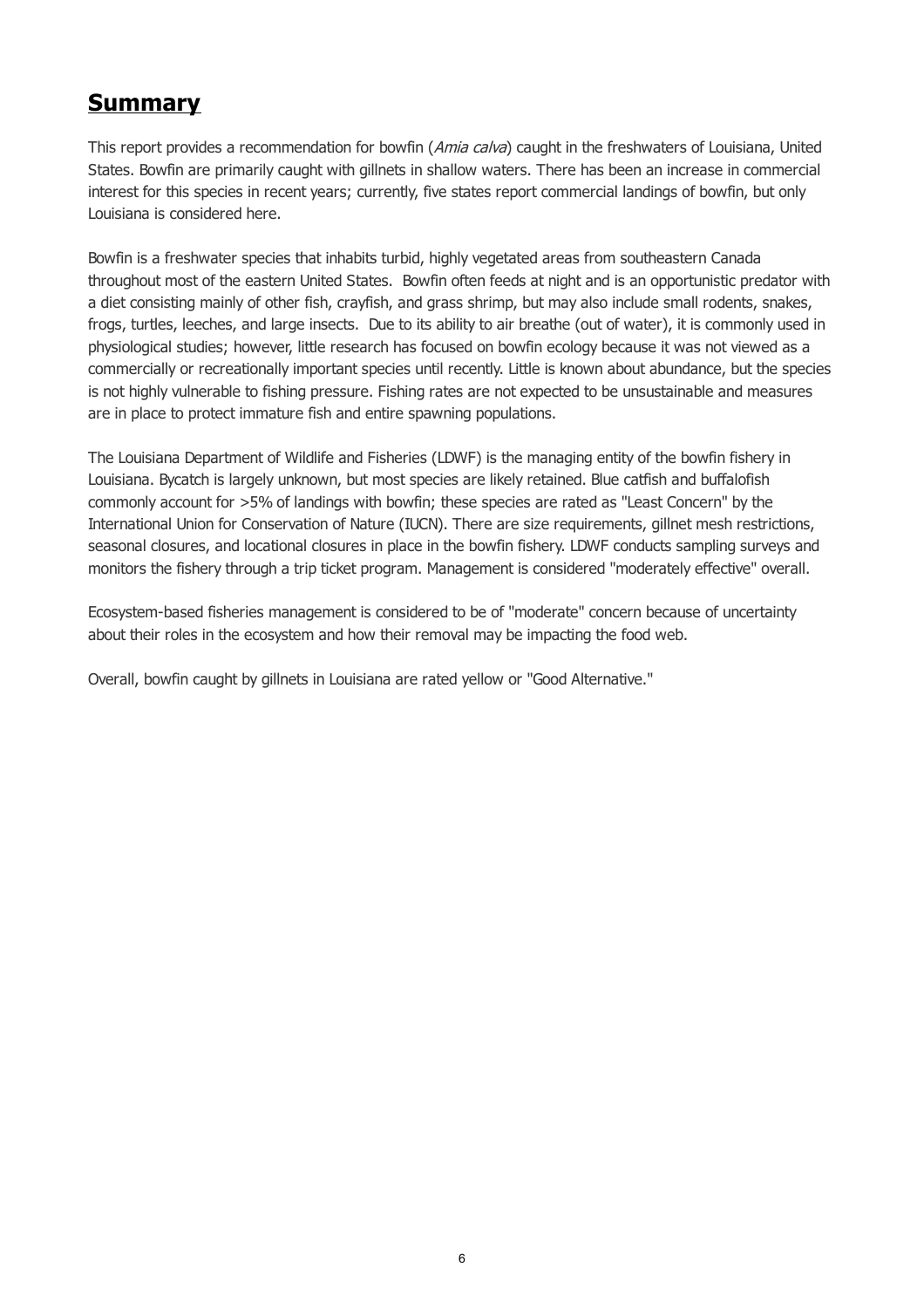# **Summary**

This report provides a recommendation for bowfin (*Amia calva*) caught in the freshwaters of Louisiana, United States. Bowfin are primarily caught with gillnets in shallow waters. There has been an increase in commercial interest for this species in recent years; currently, five states report commercial landings of bowfin, but only Louisiana is considered here.

Bowfin is a freshwater species that inhabits turbid, highly vegetated areas from southeastern Canada throughout most of the eastern United States. Bowfin often feeds at night and is an opportunistic predator with a diet consisting mainly of other fish, crayfish, and grass shrimp, but may also include small rodents, snakes, frogs, turtles, leeches, and large insects. Due to its ability to air breathe (out of water), it is commonly used in physiological studies; however, little research has focused on bowfin ecology because it was not viewed as a commercially or recreationally important species until recently. Little is known about abundance, but the species is not highly vulnerable to fishing pressure. Fishing rates are not expected to be unsustainable and measures are in place to protect immature fish and entire spawning populations.

The Louisiana Department of Wildlife and Fisheries (LDWF) is the managing entity of the bowfin fishery in Louisiana. Bycatch is largely unknown, but most species are likely retained. Blue catfish and buffalofish commonly account for >5% of landings with bowfin; these species are rated as "Least Concern" by the International Union for Conservation of Nature (IUCN). There are size requirements, gillnet mesh restrictions, seasonal closures, and locational closures in place in the bowfin fishery. LDWF conducts sampling surveys and monitors the fishery through a trip ticket program. Management is considered "moderately effective" overall.

Ecosystem-based fisheries management is considered to be of "moderate" concern because of uncertainty about their roles in the ecosystem and how their removal may be impacting the food web.

Overall, bowfin caught by gillnets in Louisiana are rated yellow or "Good Alternative."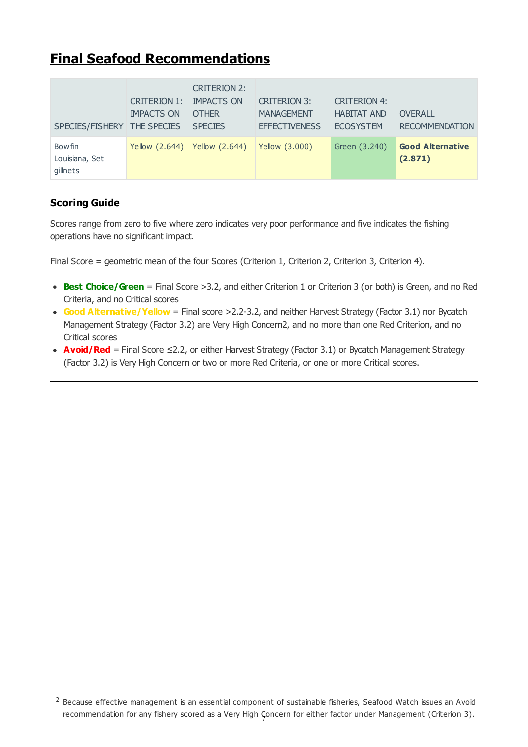# Final Seafood Recommendations

| SPECIES/FISHERY | CRITERION 1: IMPACTS ON THE SPECIES | CRITERION 2: IMPACTS ON OTHER SPECIES | CRITERION 3: MANAGEMENT EFFECTIVENESS | CRITERION 4: HABITAT AND ECOSYSTEM | OVERALL RECOMMENDATION |
|---|---|---|---|---|---|
| Bowfin Louisiana, Set gillnets | Yellow (2.644) | Yellow (2.644) | Yellow (3.000) | Green (3.240) | **Good Alternative (2.871)** |

### Scoring Guide

Scores range from zero to five where zero indicates very poor performance and five indicates the fishing operations have no significant impact.

Final Score = geometric mean of the four Scores (Criterion 1, Criterion 2, Criterion 3, Criterion 4).

- **Best Choice/Green** = Final Score >3.2, and either Criterion 1 or Criterion 3 (or both) is Green, and no Red Criteria, and no Critical scores
- **Good Alternative/Yellow** = Final score >2.2-3.2, and neither Harvest Strategy (Factor 3.1) nor Bycatch Management Strategy (Factor 3.2) are Very High Concern[2], and no more than one Red Criterion, and no Critical scores
- **Avoid/Red** = Final Score ≤2.2, or either Harvest Strategy (Factor 3.1) or Bycatch Management Strategy (Factor 3.2) is Very High Concern or two or more Red Criteria, or one or more Critical scores.

---

[2] Because effective management is an essential component of sustainable fisheries, Seafood Watch issues an Avoid recommendation for any fishery scored as a Very High Concern for either factor under Management (Criterion 3).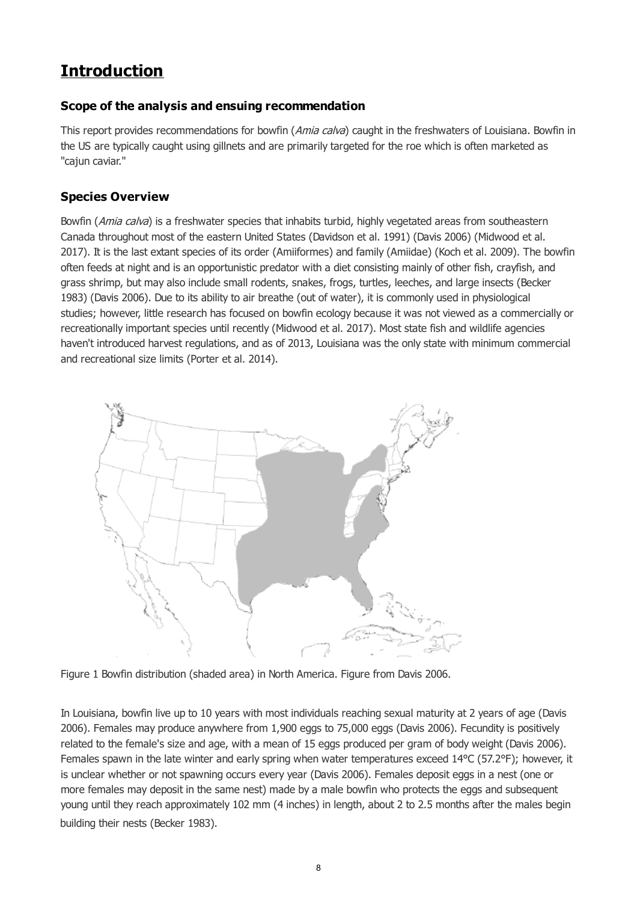# Introduction

### Scope of the analysis and ensuing recommendation

This report provides recommendations for bowfin (*Amia calva*) caught in the freshwaters of Louisiana. Bowfin in the US are typically caught using gillnets and are primarily targeted for the roe which is often marketed as "cajun caviar."

### Species Overview

Bowfin (*Amia calva*) is a freshwater species that inhabits turbid, highly vegetated areas from southeastern Canada throughout most of the eastern United States (Davidson et al. 1991) (Davis 2006) (Midwood et al. 2017). It is the last extant species of its order (Amiiformes) and family (Amiidae) (Koch et al. 2009). The bowfin often feeds at night and is an opportunistic predator with a diet consisting mainly of other fish, crayfish, and grass shrimp, but may also include small rodents, snakes, frogs, turtles, leeches, and large insects (Becker 1983) (Davis 2006). Due to its ability to air breathe (out of water), it is commonly used in physiological studies; however, little research has focused on bowfin ecology because it was not viewed as a commercially or recreationally important species until recently (Midwood et al. 2017). Most state fish and wildlife agencies haven't introduced harvest regulations, and as of 2013, Louisiana was the only state with minimum commercial and recreational size limits (Porter et al. 2014).

Figure 1 Bowfin distribution (shaded area) in North America. Figure from Davis 2006.

In Louisiana, bowfin live up to 10 years with most individuals reaching sexual maturity at 2 years of age (Davis 2006). Females may produce anywhere from 1,900 eggs to 75,000 eggs (Davis 2006). Fecundity is positively related to the female's size and age, with a mean of 15 eggs produced per gram of body weight (Davis 2006). Females spawn in the late winter and early spring when water temperatures exceed 14°C (57.2°F); however, it is unclear whether or not spawning occurs every year (Davis 2006). Females deposit eggs in a nest (one or more females may deposit in the same nest) made by a male bowfin who protects the eggs and subsequent young until they reach approximately 102 mm (4 inches) in length, about 2 to 2.5 months after the males begin building their nests (Becker 1983).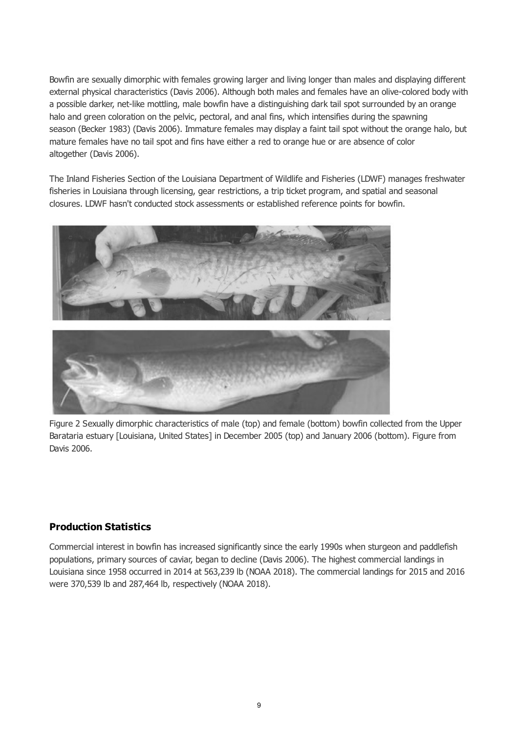Bowfin are sexually dimorphic with females growing larger and living longer than males and displaying different external physical characteristics (Davis 2006). Although both males and females have an olive-colored body with a possible darker, net-like mottling, male bowfin have a distinguishing dark tail spot surrounded by an orange halo and green coloration on the pelvic, pectoral, and anal fins, which intensifies during the spawning season (Becker 1983) (Davis 2006). Immature females may display a faint tail spot without the orange halo, but mature females have no tail spot and fins have either a red to orange hue or are absence of color altogether (Davis 2006).

The Inland Fisheries Section of the Louisiana Department of Wildlife and Fisheries (LDWF) manages freshwater fisheries in Louisiana through licensing, gear restrictions, a trip ticket program, and spatial and seasonal closures. LDWF hasn't conducted stock assessments or established reference points for bowfin.

Figure 2 Sexually dimorphic characteristics of male (top) and female (bottom) bowfin collected from the Upper Barataria estuary [Louisiana, United States] in December 2005 (top) and January 2006 (bottom). Figure from Davis 2006.

## Production Statistics

Commercial interest in bowfin has increased significantly since the early 1990s when sturgeon and paddlefish populations, primary sources of caviar, began to decline (Davis 2006). The highest commercial landings in Louisiana since 1958 occurred in 2014 at 563,239 lb (NOAA 2018). The commercial landings for 2015 and 2016 were 370,539 lb and 287,464 lb, respectively (NOAA 2018).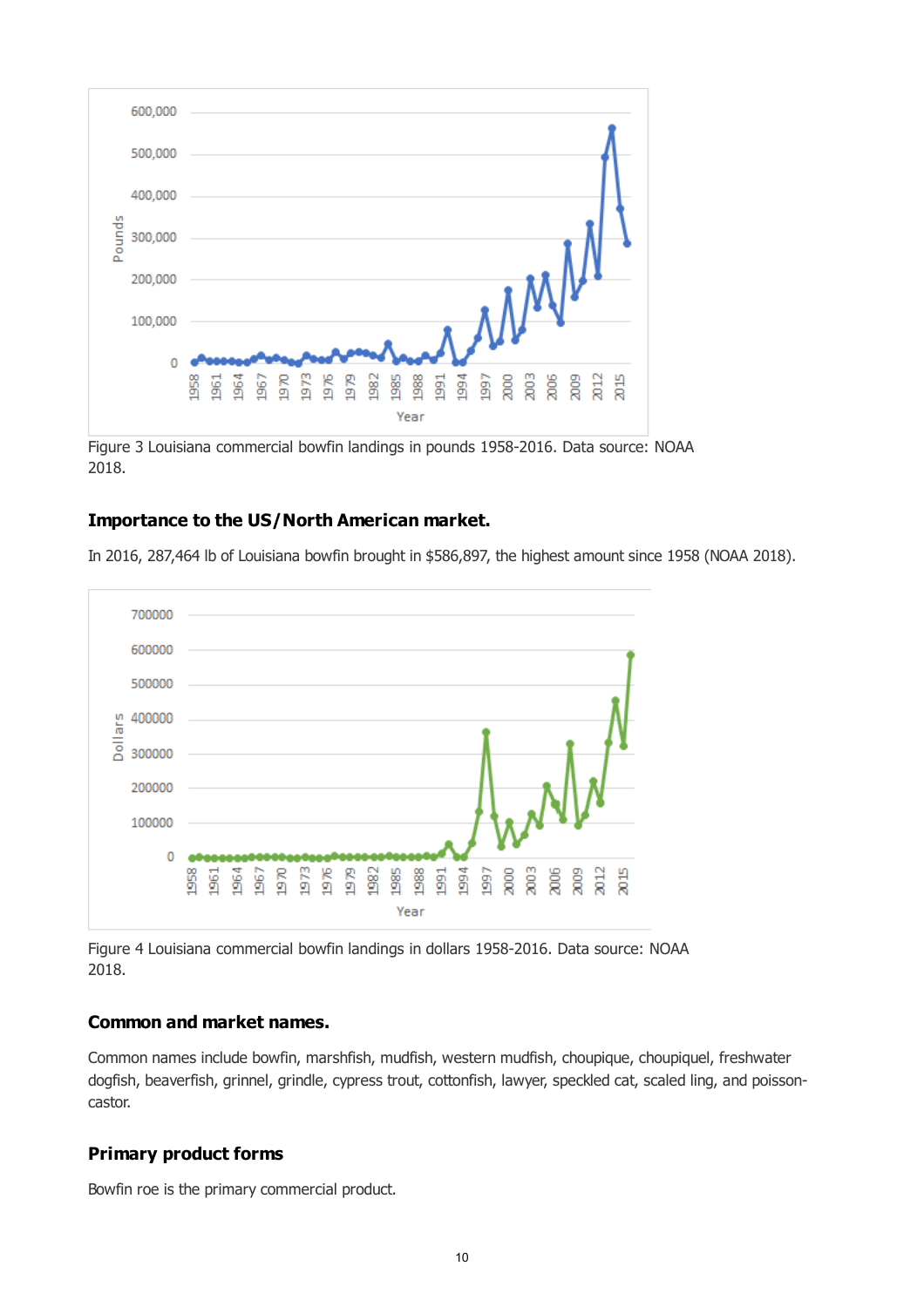Figure 3 Louisiana commercial bowfin landings in pounds 1958-2016. Data source: NOAA 2018.

## Importance to the US/North American market.

In 2016, 287,464 lb of Louisiana bowfin brought in $586,897, the highest amount since 1958 (NOAA 2018).

Figure 4 Louisiana commercial bowfin landings in dollars 1958-2016. Data source: NOAA 2018.

## Common and market names.

Common names include bowfin, marshfish, mudfish, western mudfish, choupique, choupiquel, freshwater dogfish, beaverfish, grinnel, grindle, cypress trout, cottonfish, lawyer, speckled cat, scaled ling, and poisson-castor.

## Primary product forms

Bowfin roe is the primary commercial product.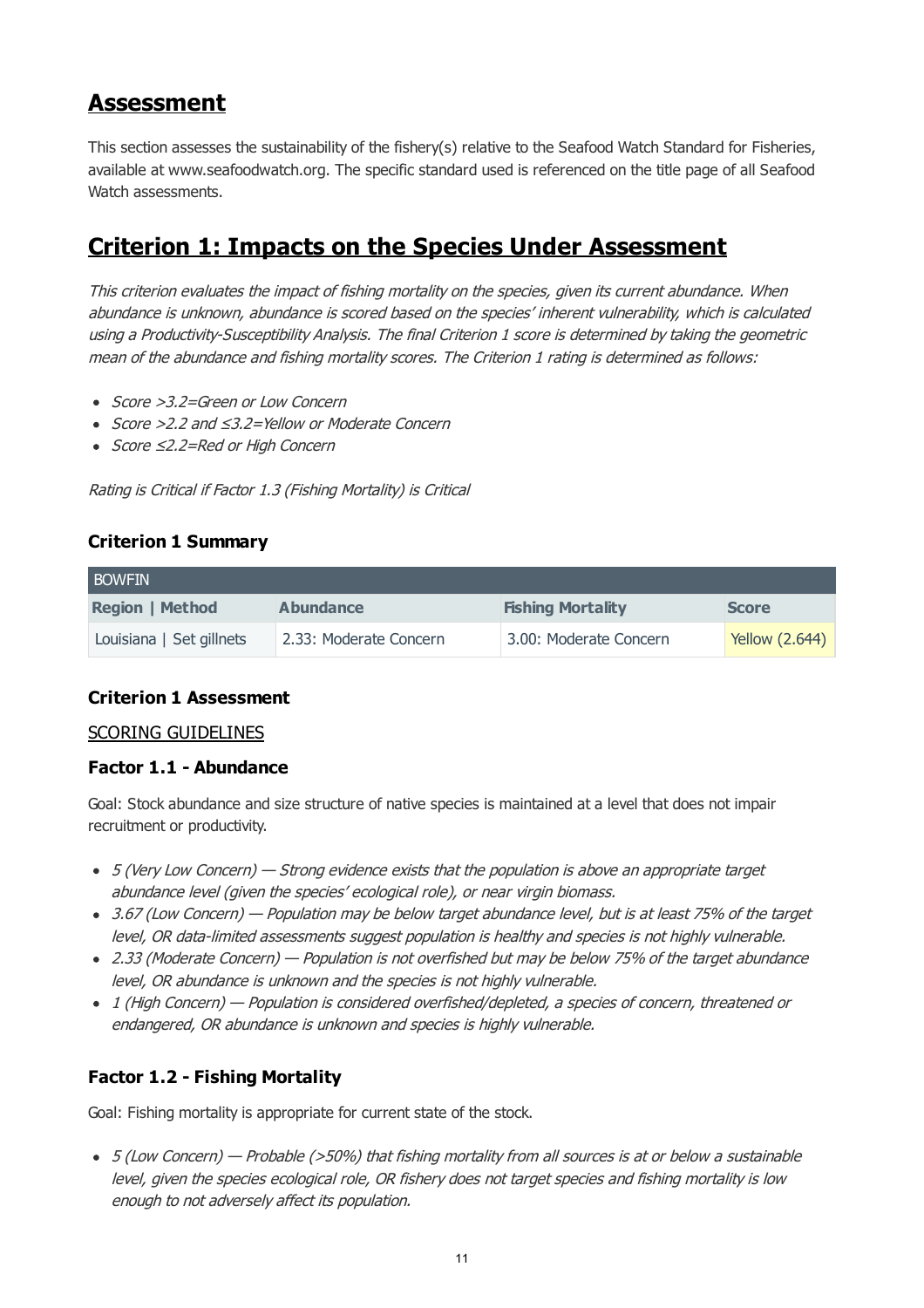# Assessment

This section assesses the sustainability of the fishery(s) relative to the Seafood Watch Standard for Fisheries, available at www.seafoodwatch.org. The specific standard used is referenced on the title page of all Seafood Watch assessments.

# Criterion 1: Impacts on the Species Under Assessment

*This criterion evaluates the impact of fishing mortality on the species, given its current abundance. When abundance is unknown, abundance is scored based on the species' inherent vulnerability, which is calculated using a Productivity-Susceptibility Analysis. The final Criterion 1 score is determined by taking the geometric mean of the abundance and fishing mortality scores. The Criterion 1 rating is determined as follows:*

- *Score >3.2=Green or Low Concern*
- *Score >2.2 and ≤3.2=Yellow or Moderate Concern*
- *Score ≤2.2=Red or High Concern*

*Rating is Critical if Factor 1.3 (Fishing Mortality) is Critical*

### Criterion 1 Summary

| BOWFIN | | | |
|---|---|---|---|
| **Region \| Method** | **Abundance** | **Fishing Mortality** | **Score** |
| Louisiana \| Set gillnets | 2.33: Moderate Concern | 3.00: Moderate Concern | Yellow (2.644) |

### Criterion 1 Assessment

SCORING GUIDELINES

### Factor 1.1 - Abundance

Goal: Stock abundance and size structure of native species is maintained at a level that does not impair recruitment or productivity.

- *5 (Very Low Concern) — Strong evidence exists that the population is above an appropriate target abundance level (given the species' ecological role), or near virgin biomass.*
- *3.67 (Low Concern) — Population may be below target abundance level, but is at least 75% of the target level, OR data-limited assessments suggest population is healthy and species is not highly vulnerable.*
- *2.33 (Moderate Concern) — Population is not overfished but may be below 75% of the target abundance level, OR abundance is unknown and the species is not highly vulnerable.*
- *1 (High Concern) — Population is considered overfished/depleted, a species of concern, threatened or endangered, OR abundance is unknown and species is highly vulnerable.*

### Factor 1.2 - Fishing Mortality

Goal: Fishing mortality is appropriate for current state of the stock.

- *5 (Low Concern) — Probable (>50%) that fishing mortality from all sources is at or below a sustainable level, given the species ecological role, OR fishery does not target species and fishing mortality is low enough to not adversely affect its population.*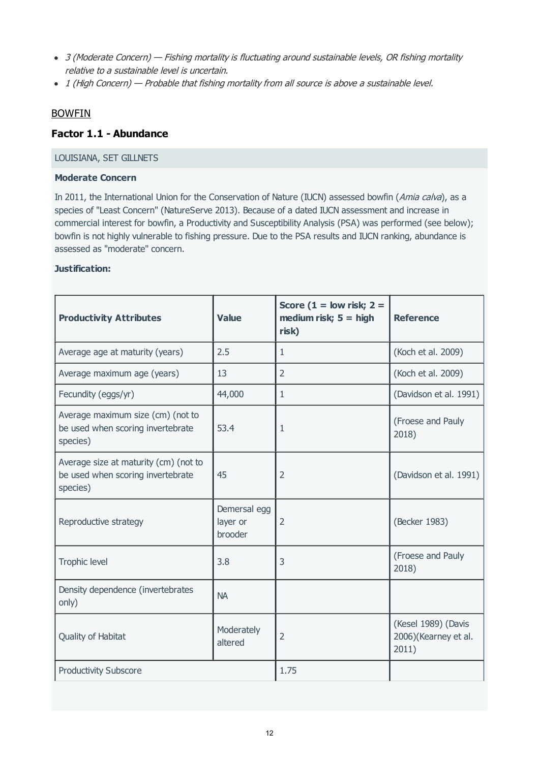- *3 (Moderate Concern) — Fishing mortality is fluctuating around sustainable levels, OR fishing mortality relative to a sustainable level is uncertain.*
- *1 (High Concern) — Probable that fishing mortality from all source is above a sustainable level.*

BOWFIN

### Factor 1.1 - Abundance

LOUISIANA, SET GILLNETS

**Moderate Concern**

In 2011, the International Union for the Conservation of Nature (IUCN) assessed bowfin (*Amia calva*), as a species of "Least Concern" (NatureServe 2013). Because of a dated IUCN assessment and increase in commercial interest for bowfin, a Productivity and Susceptibility Analysis (PSA) was performed (see below); bowfin is not highly vulnerable to fishing pressure. Due to the PSA results and IUCN ranking, abundance is assessed as "moderate" concern.

**Justification:**

| Productivity Attributes | Value | Score (1 = low risk; 2 = medium risk; 5 = high risk) | Reference |
|---|---|---|---|
| Average age at maturity (years) | 2.5 | 1 | (Koch et al. 2009) |
| Average maximum age (years) | 13 | 2 | (Koch et al. 2009) |
| Fecundity (eggs/yr) | 44,000 | 1 | (Davidson et al. 1991) |
| Average maximum size (cm) (not to be used when scoring invertebrate species) | 53.4 | 1 | (Froese and Pauly 2018) |
| Average size at maturity (cm) (not to be used when scoring invertebrate species) | 45 | 2 | (Davidson et al. 1991) |
| Reproductive strategy | Demersal egg layer or brooder | 2 | (Becker 1983) |
| Trophic level | 3.8 | 3 | (Froese and Pauly 2018) |
| Density dependence (invertebrates only) | NA | | |
| Quality of Habitat | Moderately altered | 2 | (Kesel 1989) (Davis 2006)(Kearney et al. 2011) |
| Productivity Subscore | | 1.75 | |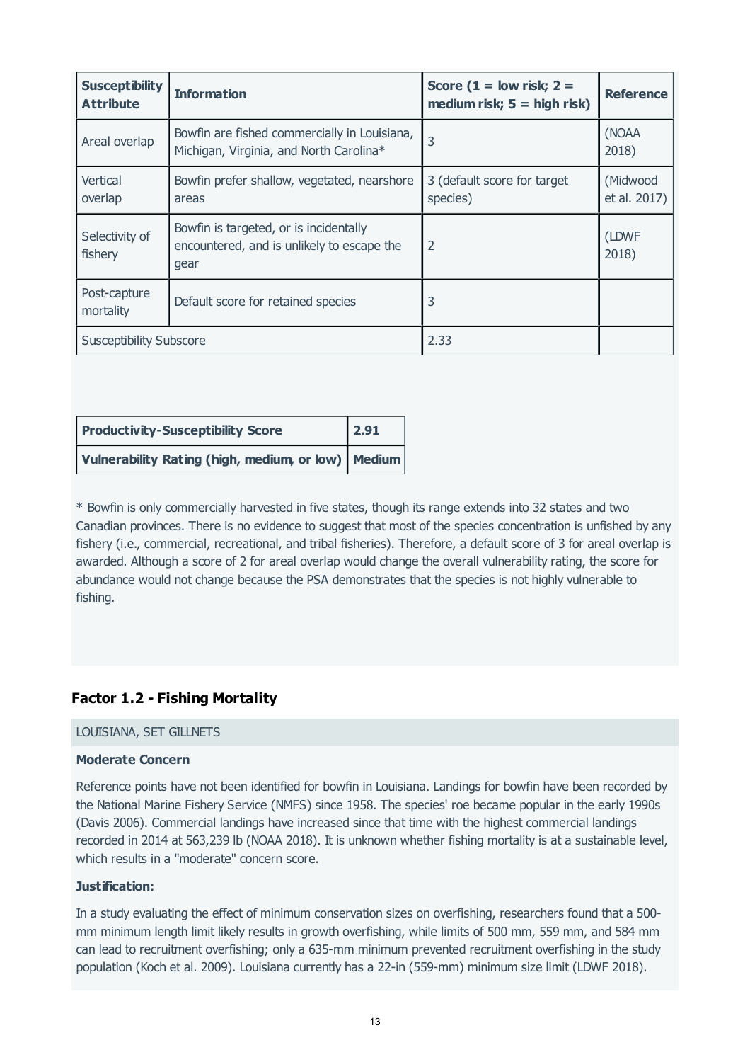| Susceptibility Attribute | Information | Score (1 = low risk; 2 = medium risk; 5 = high risk) | Reference |
|---|---|---|---|
| Areal overlap | Bowfin are fished commercially in Louisiana, Michigan, Virginia, and North Carolina* | 3 | (NOAA 2018) |
| Vertical overlap | Bowfin prefer shallow, vegetated, nearshore areas | 3 (default score for target species) | (Midwood et al. 2017) |
| Selectivity of fishery | Bowfin is targeted, or is incidentally encountered, and is unlikely to escape the gear | 2 | (LDWF 2018) |
| Post-capture mortality | Default score for retained species | 3 | |
| Susceptibility Subscore | | 2.33 | |

| **Productivity-Susceptibility Score** | **2.91** |
|---|---|
| **Vulnerability Rating (high, medium, or low)** | **Medium** |

* Bowfin is only commercially harvested in five states, though its range extends into 32 states and two Canadian provinces. There is no evidence to suggest that most of the species concentration is unfished by any fishery (i.e., commercial, recreational, and tribal fisheries). Therefore, a default score of 3 for areal overlap is awarded. Although a score of 2 for areal overlap would change the overall vulnerability rating, the score for abundance would not change because the PSA demonstrates that the species is not highly vulnerable to fishing.

### Factor 1.2 - Fishing Mortality

LOUISIANA, SET GILLNETS

**Moderate Concern**

Reference points have not been identified for bowfin in Louisiana. Landings for bowfin have been recorded by the National Marine Fishery Service (NMFS) since 1958. The species' roe became popular in the early 1990s (Davis 2006). Commercial landings have increased since that time with the highest commercial landings recorded in 2014 at 563,239 lb (NOAA 2018). It is unknown whether fishing mortality is at a sustainable level, which results in a "moderate" concern score.

**Justification:**

In a study evaluating the effect of minimum conservation sizes on overfishing, researchers found that a 500-mm minimum length limit likely results in growth overfishing, while limits of 500 mm, 559 mm, and 584 mm can lead to recruitment overfishing; only a 635-mm minimum prevented recruitment overfishing in the study population (Koch et al. 2009). Louisiana currently has a 22-in (559-mm) minimum size limit (LDWF 2018).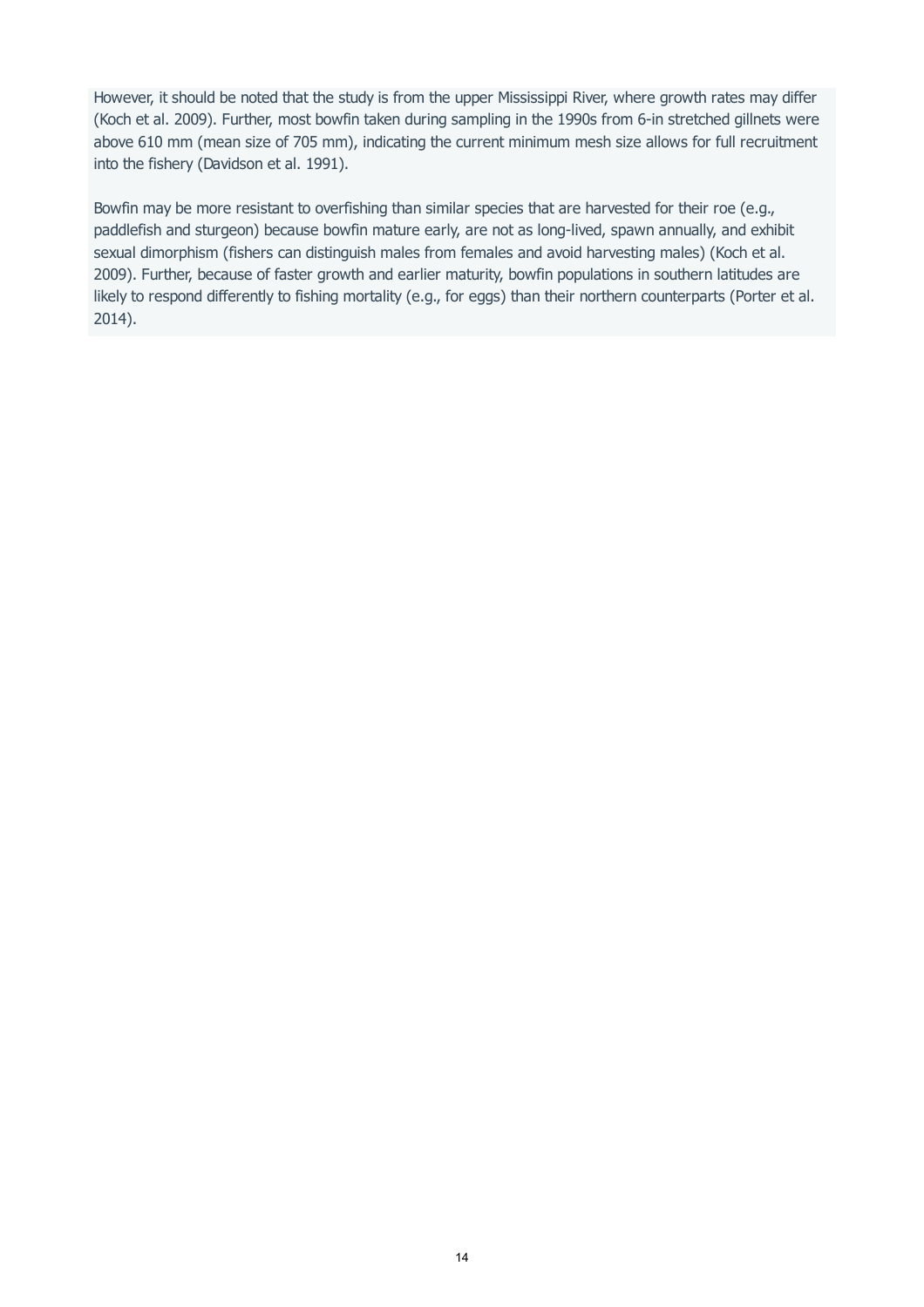However, it should be noted that the study is from the upper Mississippi River, where growth rates may differ (Koch et al. 2009). Further, most bowfin taken during sampling in the 1990s from 6-in stretched gillnets were above 610 mm (mean size of 705 mm), indicating the current minimum mesh size allows for full recruitment into the fishery (Davidson et al. 1991).

Bowfin may be more resistant to overfishing than similar species that are harvested for their roe (e.g., paddlefish and sturgeon) because bowfin mature early, are not as long-lived, spawn annually, and exhibit sexual dimorphism (fishers can distinguish males from females and avoid harvesting males) (Koch et al. 2009). Further, because of faster growth and earlier maturity, bowfin populations in southern latitudes are likely to respond differently to fishing mortality (e.g., for eggs) than their northern counterparts (Porter et al. 2014).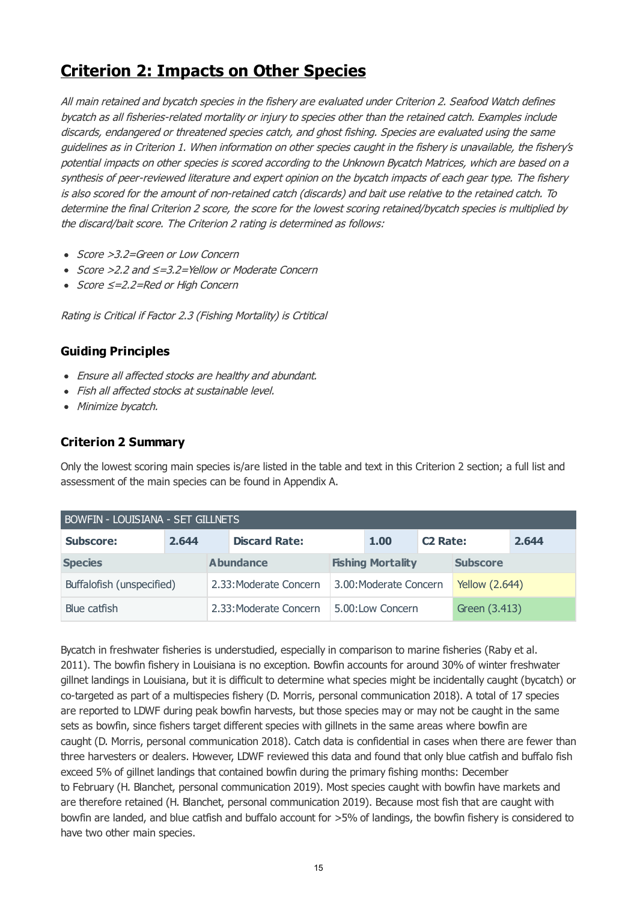## Criterion 2: Impacts on Other Species

*All main retained and bycatch species in the fishery are evaluated under Criterion 2. Seafood Watch defines bycatch as all fisheries-related mortality or injury to species other than the retained catch. Examples include discards, endangered or threatened species catch, and ghost fishing. Species are evaluated using the same guidelines as in Criterion 1. When information on other species caught in the fishery is unavailable, the fishery's potential impacts on other species is scored according to the Unknown Bycatch Matrices, which are based on a synthesis of peer-reviewed literature and expert opinion on the bycatch impacts of each gear type. The fishery is also scored for the amount of non-retained catch (discards) and bait use relative to the retained catch. To determine the final Criterion 2 score, the score for the lowest scoring retained/bycatch species is multiplied by the discard/bait score. The Criterion 2 rating is determined as follows:*

- *Score >3.2=Green or Low Concern*
- *Score >2.2 and ≤=3.2=Yellow or Moderate Concern*
- *Score ≤=2.2=Red or High Concern*

*Rating is Critical if Factor 2.3 (Fishing Mortality) is Crtitical*

### Guiding Principles

- *Ensure all affected stocks are healthy and abundant.*
- *Fish all affected stocks at sustainable level.*
- *Minimize bycatch.*

### Criterion 2 Summary

Only the lowest scoring main species is/are listed in the table and text in this Criterion 2 section; a full list and assessment of the main species can be found in Appendix A.

| BOWFIN - LOUISIANA - SET GILLNETS | | | | | |
|---|---|---|---|---|---|
| **Subscore:** | **2.644** | **Discard Rate:** | **1.00** | **C2 Rate:** | **2.644** |

| Species | Abundance | Fishing Mortality | Subscore |
|---|---|---|---|
| Buffalofish (unspecified) | 2.33:Moderate Concern | 3.00:Moderate Concern | Yellow (2.644) |
| Blue catfish | 2.33:Moderate Concern | 5.00:Low Concern | Green (3.413) |

Bycatch in freshwater fisheries is understudied, especially in comparison to marine fisheries (Raby et al. 2011). The bowfin fishery in Louisiana is no exception. Bowfin accounts for around 30% of winter freshwater gillnet landings in Louisiana, but it is difficult to determine what species might be incidentally caught (bycatch) or co-targeted as part of a multispecies fishery (D. Morris, personal communication 2018). A total of 17 species are reported to LDWF during peak bowfin harvests, but those species may or may not be caught in the same sets as bowfin, since fishers target different species with gillnets in the same areas where bowfin are caught (D. Morris, personal communication 2018). Catch data is confidential in cases when there are fewer than three harvesters or dealers. However, LDWF reviewed this data and found that only blue catfish and buffalo fish exceed 5% of gillnet landings that contained bowfin during the primary fishing months: December to February (H. Blanchet, personal communication 2019). Most species caught with bowfin have markets and are therefore retained (H. Blanchet, personal communication 2019). Because most fish that are caught with bowfin are landed, and blue catfish and buffalo account for >5% of landings, the bowfin fishery is considered to have two other main species.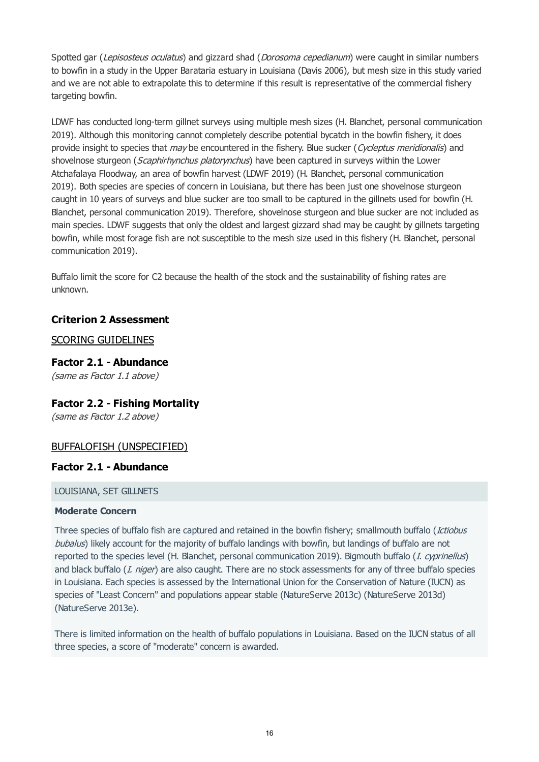Spotted gar (*Lepisosteus oculatus*) and gizzard shad (*Dorosoma cepedianum*) were caught in similar numbers to bowfin in a study in the Upper Barataria estuary in Louisiana (Davis 2006), but mesh size in this study varied and we are not able to extrapolate this to determine if this result is representative of the commercial fishery targeting bowfin.

LDWF has conducted long-term gillnet surveys using multiple mesh sizes (H. Blanchet, personal communication 2019). Although this monitoring cannot completely describe potential bycatch in the bowfin fishery, it does provide insight to species that *may* be encountered in the fishery. Blue sucker (*Cycleptus meridionalis*) and shovelnose sturgeon (*Scaphirhynchus platorynchus*) have been captured in surveys within the Lower Atchafalaya Floodway, an area of bowfin harvest (LDWF 2019) (H. Blanchet, personal communication 2019). Both species are species of concern in Louisiana, but there has been just one shovelnose sturgeon caught in 10 years of surveys and blue sucker are too small to be captured in the gillnets used for bowfin (H. Blanchet, personal communication 2019). Therefore, shovelnose sturgeon and blue sucker are not included as main species. LDWF suggests that only the oldest and largest gizzard shad may be caught by gillnets targeting bowfin, while most forage fish are not susceptible to the mesh size used in this fishery (H. Blanchet, personal communication 2019).

Buffalo limit the score for C2 because the health of the stock and the sustainability of fishing rates are unknown.

### Criterion 2 Assessment

SCORING GUIDELINES

#### Factor 2.1 - Abundance

*(same as Factor 1.1 above)*

#### Factor 2.2 - Fishing Mortality

*(same as Factor 1.2 above)*

BUFFALOFISH (UNSPECIFIED)

#### Factor 2.1 - Abundance

LOUISIANA, SET GILLNETS

**Moderate Concern**

Three species of buffalo fish are captured and retained in the bowfin fishery; smallmouth buffalo (*Ictiobus bubalus*) likely account for the majority of buffalo landings with bowfin, but landings of buffalo are not reported to the species level (H. Blanchet, personal communication 2019). Bigmouth buffalo (*I. cyprinellus*) and black buffalo (*I. niger*) are also caught. There are no stock assessments for any of three buffalo species in Louisiana. Each species is assessed by the International Union for the Conservation of Nature (IUCN) as species of "Least Concern" and populations appear stable (NatureServe 2013c) (NatureServe 2013d) (NatureServe 2013e).

There is limited information on the health of buffalo populations in Louisiana. Based on the IUCN status of all three species, a score of "moderate" concern is awarded.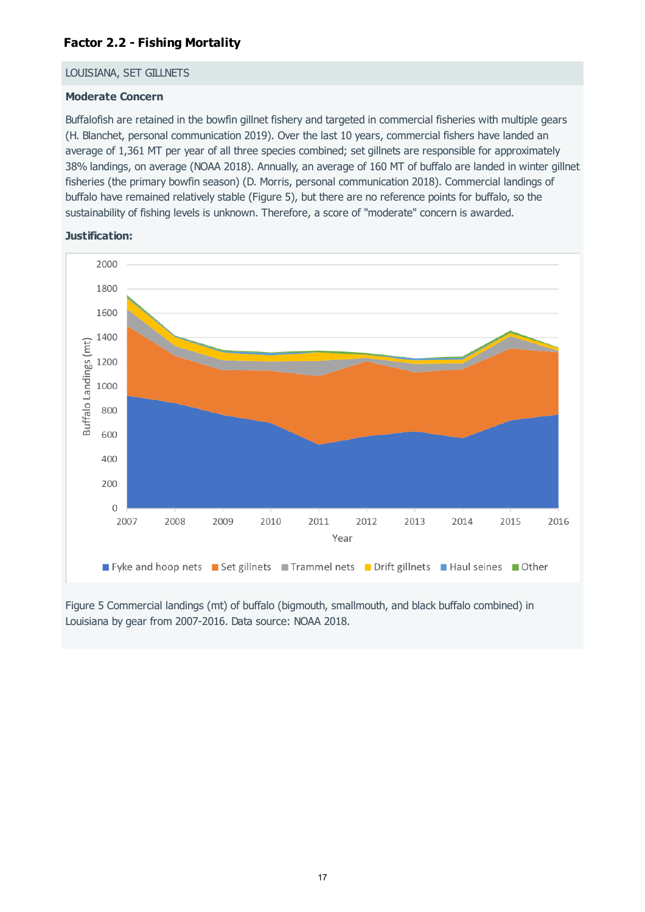### Factor 2.2 - Fishing Mortality

LOUISIANA, SET GILLNETS

**Moderate Concern**

Buffalofish are retained in the bowfin gillnet fishery and targeted in commercial fisheries with multiple gears (H. Blanchet, personal communication 2019). Over the last 10 years, commercial fishers have landed an average of 1,361 MT per year of all three species combined; set gillnets are responsible for approximately 38% landings, on average (NOAA 2018). Annually, an average of 160 MT of buffalo are landed in winter gillnet fisheries (the primary bowfin season) (D. Morris, personal communication 2018). Commercial landings of buffalo have remained relatively stable (Figure 5), but there are no reference points for buffalo, so the sustainability of fishing levels is unknown. Therefore, a score of "moderate" concern is awarded.

**Justification:**

Figure 5 Commercial landings (mt) of buffalo (bigmouth, smallmouth, and black buffalo combined) in Louisiana by gear from 2007-2016. Data source: NOAA 2018.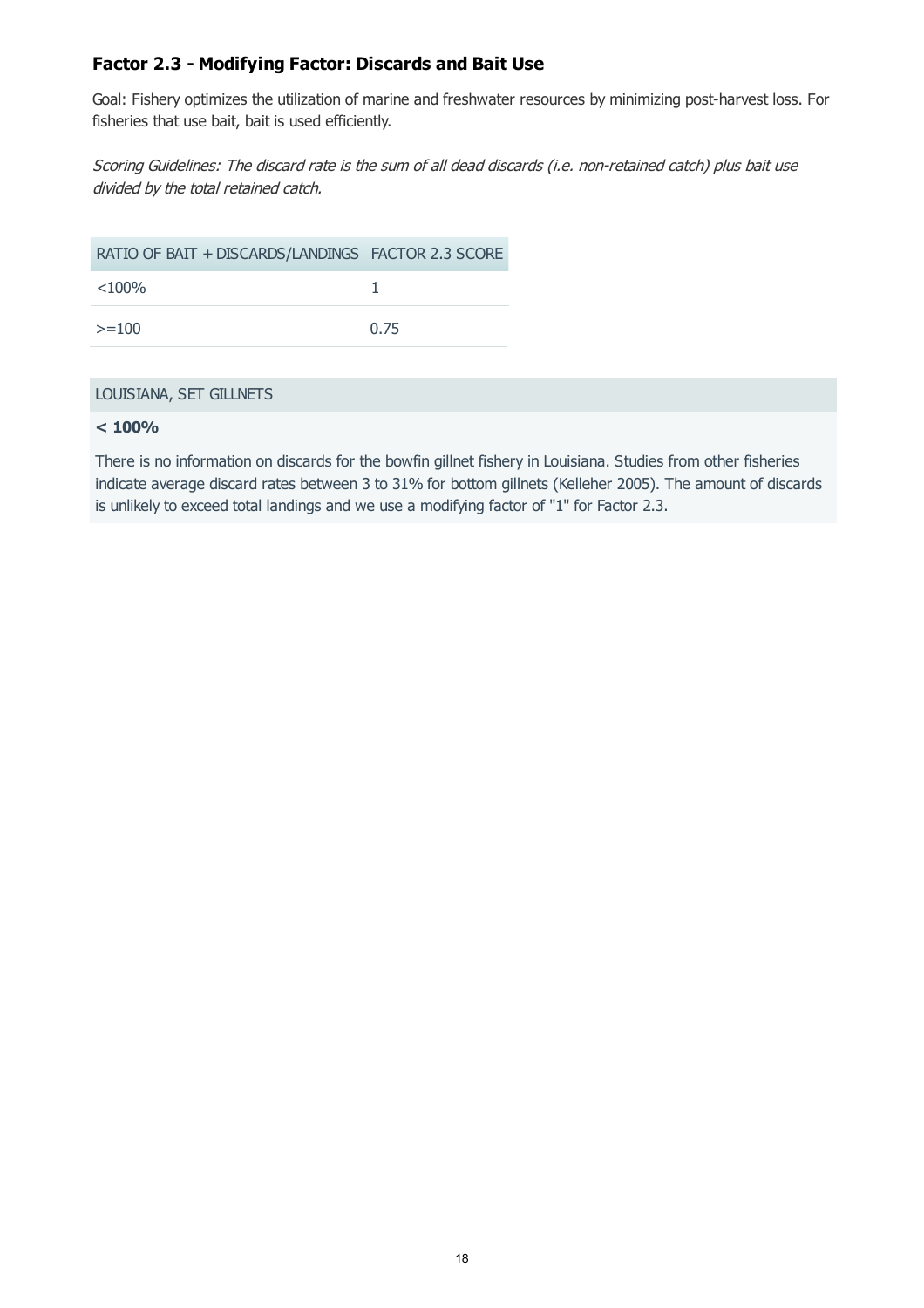### Factor 2.3 - Modifying Factor: Discards and Bait Use

Goal: Fishery optimizes the utilization of marine and freshwater resources by minimizing post-harvest loss. For fisheries that use bait, bait is used efficiently.

*Scoring Guidelines: The discard rate is the sum of all dead discards (i.e. non-retained catch) plus bait use divided by the total retained catch.*

| RATIO OF BAIT + DISCARDS/LANDINGS | FACTOR 2.3 SCORE |
| --- | --- |
| <100% | 1 |
| >=100 | 0.75 |

LOUISIANA, SET GILLNETS

**< 100%**

There is no information on discards for the bowfin gillnet fishery in Louisiana. Studies from other fisheries indicate average discard rates between 3 to 31% for bottom gillnets (Kelleher 2005). The amount of discards is unlikely to exceed total landings and we use a modifying factor of "1" for Factor 2.3.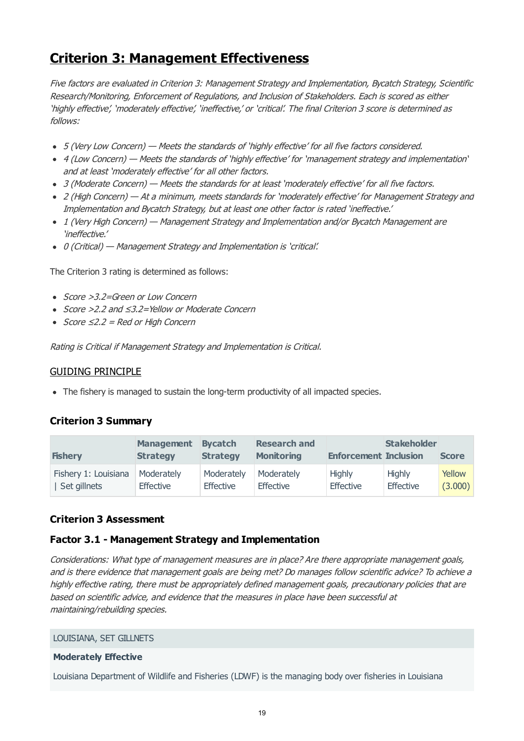# Criterion 3: Management Effectiveness

*Five factors are evaluated in Criterion 3: Management Strategy and Implementation, Bycatch Strategy, Scientific Research/Monitoring, Enforcement of Regulations, and Inclusion of Stakeholders. Each is scored as either 'highly effective', 'moderately effective', 'ineffective,' or 'critical'. The final Criterion 3 score is determined as follows:*

- *5 (Very Low Concern) — Meets the standards of 'highly effective' for all five factors considered.*
- *4 (Low Concern) — Meets the standards of 'highly effective' for 'management strategy and implementation' and at least 'moderately effective' for all other factors.*
- *3 (Moderate Concern) — Meets the standards for at least 'moderately effective' for all five factors.*
- *2 (High Concern) — At a minimum, meets standards for 'moderately effective' for Management Strategy and Implementation and Bycatch Strategy, but at least one other factor is rated 'ineffective.'*
- *1 (Very High Concern) — Management Strategy and Implementation and/or Bycatch Management are 'ineffective.'*
- *0 (Critical) — Management Strategy and Implementation is 'critical'.*

The Criterion 3 rating is determined as follows:

- *Score >3.2=Green or Low Concern*
- *Score >2.2 and ≤3.2=Yellow or Moderate Concern*
- *Score ≤2.2 = Red or High Concern*

*Rating is Critical if Management Strategy and Implementation is Critical.*

## GUIDING PRINCIPLE

- The fishery is managed to sustain the long-term productivity of all impacted species.

### Criterion 3 Summary

| Fishery | Management Strategy | Bycatch Strategy | Research and Monitoring | Enforcement | Stakeholder Inclusion | Score |
|---|---|---|---|---|---|---|
| Fishery 1: Louisiana \| Set gillnets | Moderately Effective | Moderately Effective | Moderately Effective | Highly Effective | Highly Effective | Yellow (3.000) |

### Criterion 3 Assessment

### Factor 3.1 - Management Strategy and Implementation

*Considerations: What type of management measures are in place? Are there appropriate management goals, and is there evidence that management goals are being met? Do manages follow scientific advice? To achieve a highly effective rating, there must be appropriately defined management goals, precautionary policies that are based on scientific advice, and evidence that the measures in place have been successful at maintaining/rebuilding species.*

LOUISIANA, SET GILLNETS

**Moderately Effective**

Louisiana Department of Wildlife and Fisheries (LDWF) is the managing body over fisheries in Louisiana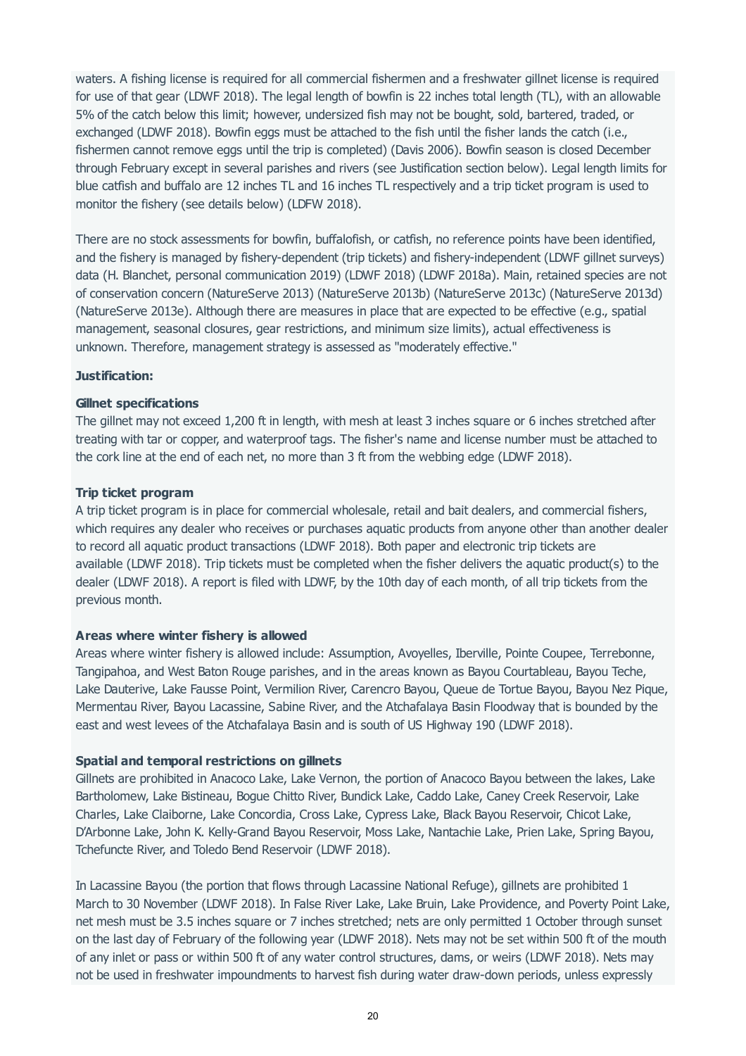waters. A fishing license is required for all commercial fishermen and a freshwater gillnet license is required for use of that gear (LDWF 2018). The legal length of bowfin is 22 inches total length (TL), with an allowable 5% of the catch below this limit; however, undersized fish may not be bought, sold, bartered, traded, or exchanged (LDWF 2018). Bowfin eggs must be attached to the fish until the fisher lands the catch (i.e., fishermen cannot remove eggs until the trip is completed) (Davis 2006). Bowfin season is closed December through February except in several parishes and rivers (see Justification section below). Legal length limits for blue catfish and buffalo are 12 inches TL and 16 inches TL respectively and a trip ticket program is used to monitor the fishery (see details below) (LDFW 2018).

There are no stock assessments for bowfin, buffalofish, or catfish, no reference points have been identified, and the fishery is managed by fishery-dependent (trip tickets) and fishery-independent (LDWF gillnet surveys) data (H. Blanchet, personal communication 2019) (LDWF 2018) (LDWF 2018a). Main, retained species are not of conservation concern (NatureServe 2013) (NatureServe 2013b) (NatureServe 2013c) (NatureServe 2013d) (NatureServe 2013e). Although there are measures in place that are expected to be effective (e.g., spatial management, seasonal closures, gear restrictions, and minimum size limits), actual effectiveness is unknown. Therefore, management strategy is assessed as "moderately effective."

**Justification:**

**Gillnet specifications**

The gillnet may not exceed 1,200 ft in length, with mesh at least 3 inches square or 6 inches stretched after treating with tar or copper, and waterproof tags. The fisher's name and license number must be attached to the cork line at the end of each net, no more than 3 ft from the webbing edge (LDWF 2018).

**Trip ticket program**

A trip ticket program is in place for commercial wholesale, retail and bait dealers, and commercial fishers, which requires any dealer who receives or purchases aquatic products from anyone other than another dealer to record all aquatic product transactions (LDWF 2018). Both paper and electronic trip tickets are available (LDWF 2018). Trip tickets must be completed when the fisher delivers the aquatic product(s) to the dealer (LDWF 2018). A report is filed with LDWF, by the 10th day of each month, of all trip tickets from the previous month.

**Areas where winter fishery is allowed**

Areas where winter fishery is allowed include: Assumption, Avoyelles, Iberville, Pointe Coupee, Terrebonne, Tangipahoa, and West Baton Rouge parishes, and in the areas known as Bayou Courtableau, Bayou Teche, Lake Dauterive, Lake Fausse Point, Vermilion River, Carencro Bayou, Queue de Tortue Bayou, Bayou Nez Pique, Mermentau River, Bayou Lacassine, Sabine River, and the Atchafalaya Basin Floodway that is bounded by the east and west levees of the Atchafalaya Basin and is south of US Highway 190 (LDWF 2018).

**Spatial and temporal restrictions on gillnets**

Gillnets are prohibited in Anacoco Lake, Lake Vernon, the portion of Anacoco Bayou between the lakes, Lake Bartholomew, Lake Bistineau, Bogue Chitto River, Bundick Lake, Caddo Lake, Caney Creek Reservoir, Lake Charles, Lake Claiborne, Lake Concordia, Cross Lake, Cypress Lake, Black Bayou Reservoir, Chicot Lake, D'Arbonne Lake, John K. Kelly-Grand Bayou Reservoir, Moss Lake, Nantachie Lake, Prien Lake, Spring Bayou, Tchefuncte River, and Toledo Bend Reservoir (LDWF 2018).

In Lacassine Bayou (the portion that flows through Lacassine National Refuge), gillnets are prohibited 1 March to 30 November (LDWF 2018). In False River Lake, Lake Bruin, Lake Providence, and Poverty Point Lake, net mesh must be 3.5 inches square or 7 inches stretched; nets are only permitted 1 October through sunset on the last day of February of the following year (LDWF 2018). Nets may not be set within 500 ft of the mouth of any inlet or pass or within 500 ft of any water control structures, dams, or weirs (LDWF 2018). Nets may not be used in freshwater impoundments to harvest fish during water draw-down periods, unless expressly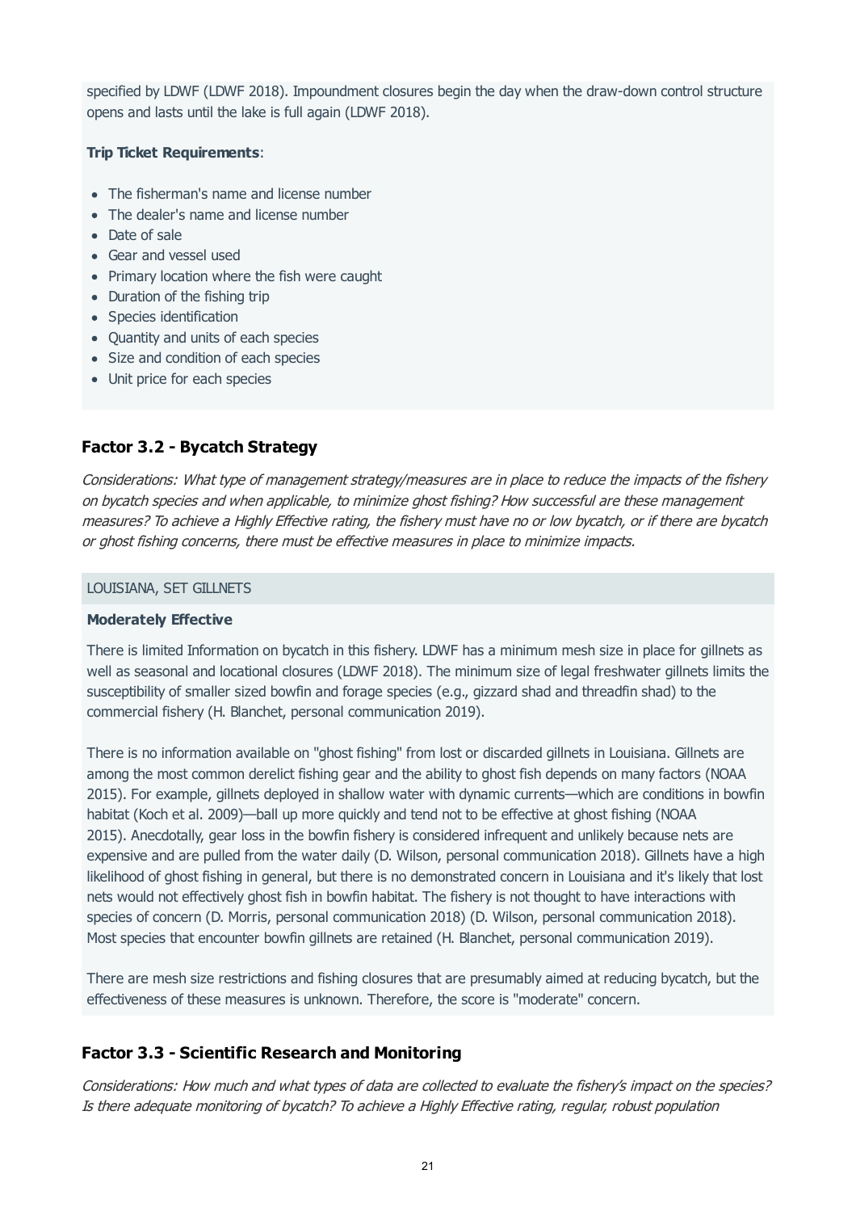specified by LDWF (LDWF 2018). Impoundment closures begin the day when the draw-down control structure opens and lasts until the lake is full again (LDWF 2018).

**Trip Ticket Requirements**:

- The fisherman's name and license number
- The dealer's name and license number
- Date of sale
- Gear and vessel used
- Primary location where the fish were caught
- Duration of the fishing trip
- Species identification
- Quantity and units of each species
- Size and condition of each species
- Unit price for each species

## Factor 3.2 - Bycatch Strategy

*Considerations: What type of management strategy/measures are in place to reduce the impacts of the fishery on bycatch species and when applicable, to minimize ghost fishing? How successful are these management measures? To achieve a Highly Effective rating, the fishery must have no or low bycatch, or if there are bycatch or ghost fishing concerns, there must be effective measures in place to minimize impacts.*

LOUISIANA, SET GILLNETS

**Moderately Effective**

There is limited Information on bycatch in this fishery. LDWF has a minimum mesh size in place for gillnets as well as seasonal and locational closures (LDWF 2018). The minimum size of legal freshwater gillnets limits the susceptibility of smaller sized bowfin and forage species (e.g., gizzard shad and threadfin shad) to the commercial fishery (H. Blanchet, personal communication 2019).

There is no information available on "ghost fishing" from lost or discarded gillnets in Louisiana. Gillnets are among the most common derelict fishing gear and the ability to ghost fish depends on many factors (NOAA 2015). For example, gillnets deployed in shallow water with dynamic currents—which are conditions in bowfin habitat (Koch et al. 2009)—ball up more quickly and tend not to be effective at ghost fishing (NOAA 2015). Anecdotally, gear loss in the bowfin fishery is considered infrequent and unlikely because nets are expensive and are pulled from the water daily (D. Wilson, personal communication 2018). Gillnets have a high likelihood of ghost fishing in general, but there is no demonstrated concern in Louisiana and it's likely that lost nets would not effectively ghost fish in bowfin habitat. The fishery is not thought to have interactions with species of concern (D. Morris, personal communication 2018) (D. Wilson, personal communication 2018). Most species that encounter bowfin gillnets are retained (H. Blanchet, personal communication 2019).

There are mesh size restrictions and fishing closures that are presumably aimed at reducing bycatch, but the effectiveness of these measures is unknown. Therefore, the score is "moderate" concern.

## Factor 3.3 - Scientific Research and Monitoring

*Considerations: How much and what types of data are collected to evaluate the fishery's impact on the species? Is there adequate monitoring of bycatch? To achieve a Highly Effective rating, regular, robust population*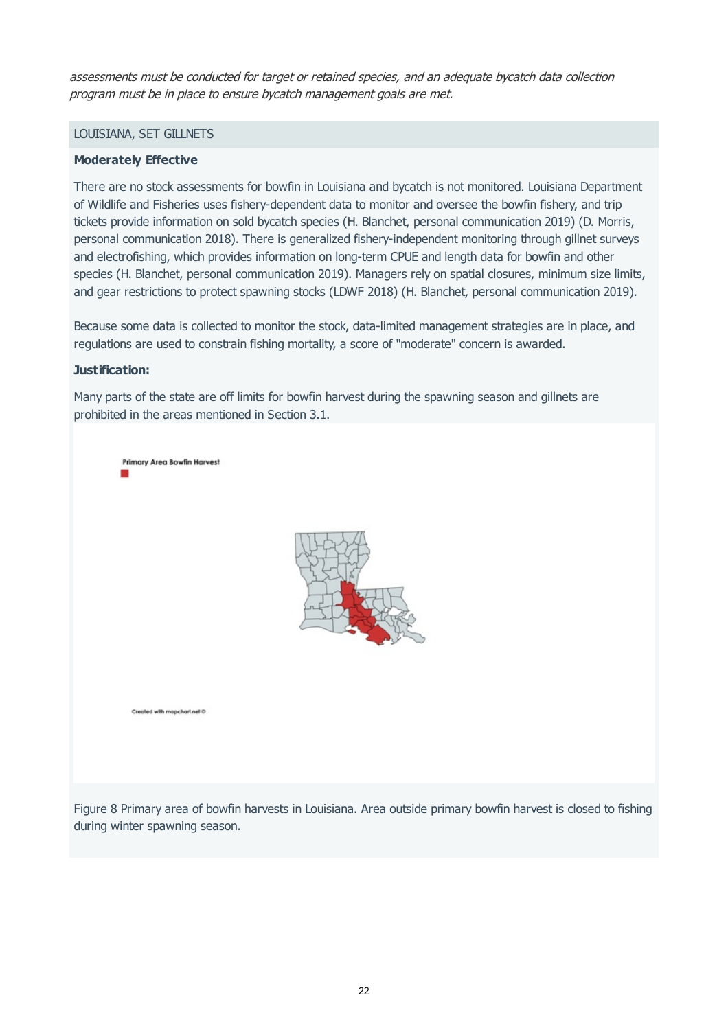*assessments must be conducted for target or retained species, and an adequate bycatch data collection program must be in place to ensure bycatch management goals are met.*

LOUISIANA, SET GILLNETS

**Moderately Effective**

There are no stock assessments for bowfin in Louisiana and bycatch is not monitored. Louisiana Department of Wildlife and Fisheries uses fishery-dependent data to monitor and oversee the bowfin fishery, and trip tickets provide information on sold bycatch species (H. Blanchet, personal communication 2019) (D. Morris, personal communication 2018). There is generalized fishery-independent monitoring through gillnet surveys and electrofishing, which provides information on long-term CPUE and length data for bowfin and other species (H. Blanchet, personal communication 2019). Managers rely on spatial closures, minimum size limits, and gear restrictions to protect spawning stocks (LDWF 2018) (H. Blanchet, personal communication 2019).

Because some data is collected to monitor the stock, data-limited management strategies are in place, and regulations are used to constrain fishing mortality, a score of "moderate" concern is awarded.

**Justification:**

Many parts of the state are off limits for bowfin harvest during the spawning season and gillnets are prohibited in the areas mentioned in Section 3.1.

Figure 8 Primary area of bowfin harvests in Louisiana. Area outside primary bowfin harvest is closed to fishing during winter spawning season.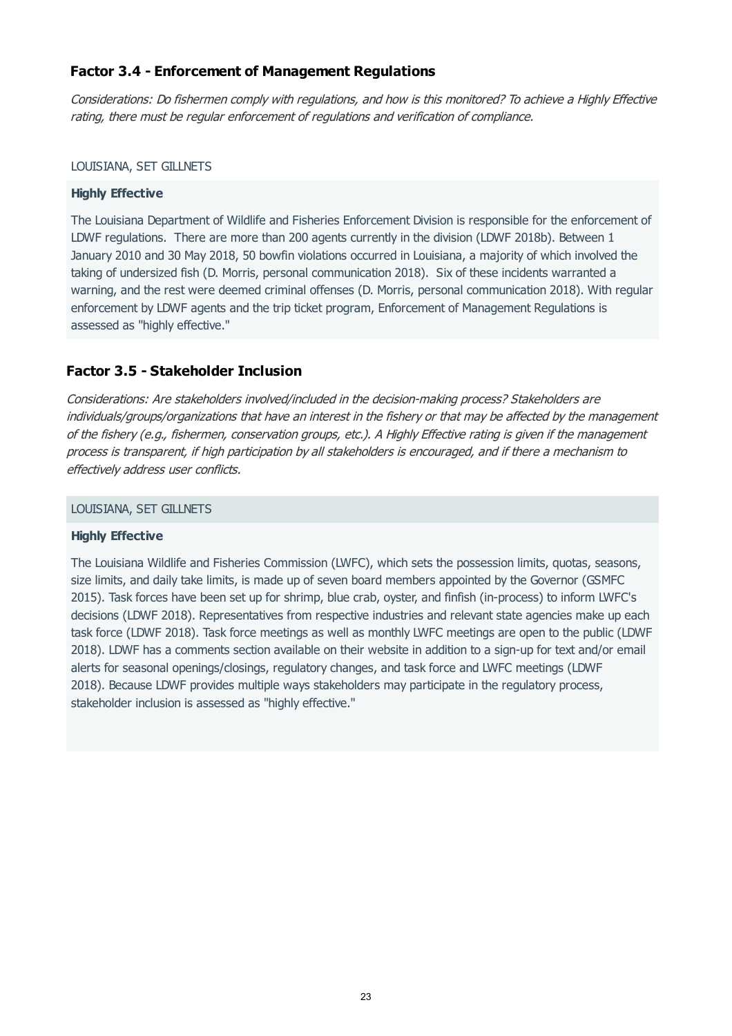### Factor 3.4 - Enforcement of Management Regulations

*Considerations: Do fishermen comply with regulations, and how is this monitored? To achieve a Highly Effective rating, there must be regular enforcement of regulations and verification of compliance.*

LOUISIANA, SET GILLNETS

**Highly Effective**

The Louisiana Department of Wildlife and Fisheries Enforcement Division is responsible for the enforcement of LDWF regulations. There are more than 200 agents currently in the division (LDWF 2018b). Between 1 January 2010 and 30 May 2018, 50 bowfin violations occurred in Louisiana, a majority of which involved the taking of undersized fish (D. Morris, personal communication 2018). Six of these incidents warranted a warning, and the rest were deemed criminal offenses (D. Morris, personal communication 2018). With regular enforcement by LDWF agents and the trip ticket program, Enforcement of Management Regulations is assessed as "highly effective."

### Factor 3.5 - Stakeholder Inclusion

*Considerations: Are stakeholders involved/included in the decision-making process? Stakeholders are individuals/groups/organizations that have an interest in the fishery or that may be affected by the management of the fishery (e.g., fishermen, conservation groups, etc.). A Highly Effective rating is given if the management process is transparent, if high participation by all stakeholders is encouraged, and if there a mechanism to effectively address user conflicts.*

LOUISIANA, SET GILLNETS

**Highly Effective**

The Louisiana Wildlife and Fisheries Commission (LWFC), which sets the possession limits, quotas, seasons, size limits, and daily take limits, is made up of seven board members appointed by the Governor (GSMFC 2015). Task forces have been set up for shrimp, blue crab, oyster, and finfish (in-process) to inform LWFC's decisions (LDWF 2018). Representatives from respective industries and relevant state agencies make up each task force (LDWF 2018). Task force meetings as well as monthly LWFC meetings are open to the public (LDWF 2018). LDWF has a comments section available on their website in addition to a sign-up for text and/or email alerts for seasonal openings/closings, regulatory changes, and task force and LWFC meetings (LDWF 2018). Because LDWF provides multiple ways stakeholders may participate in the regulatory process, stakeholder inclusion is assessed as "highly effective."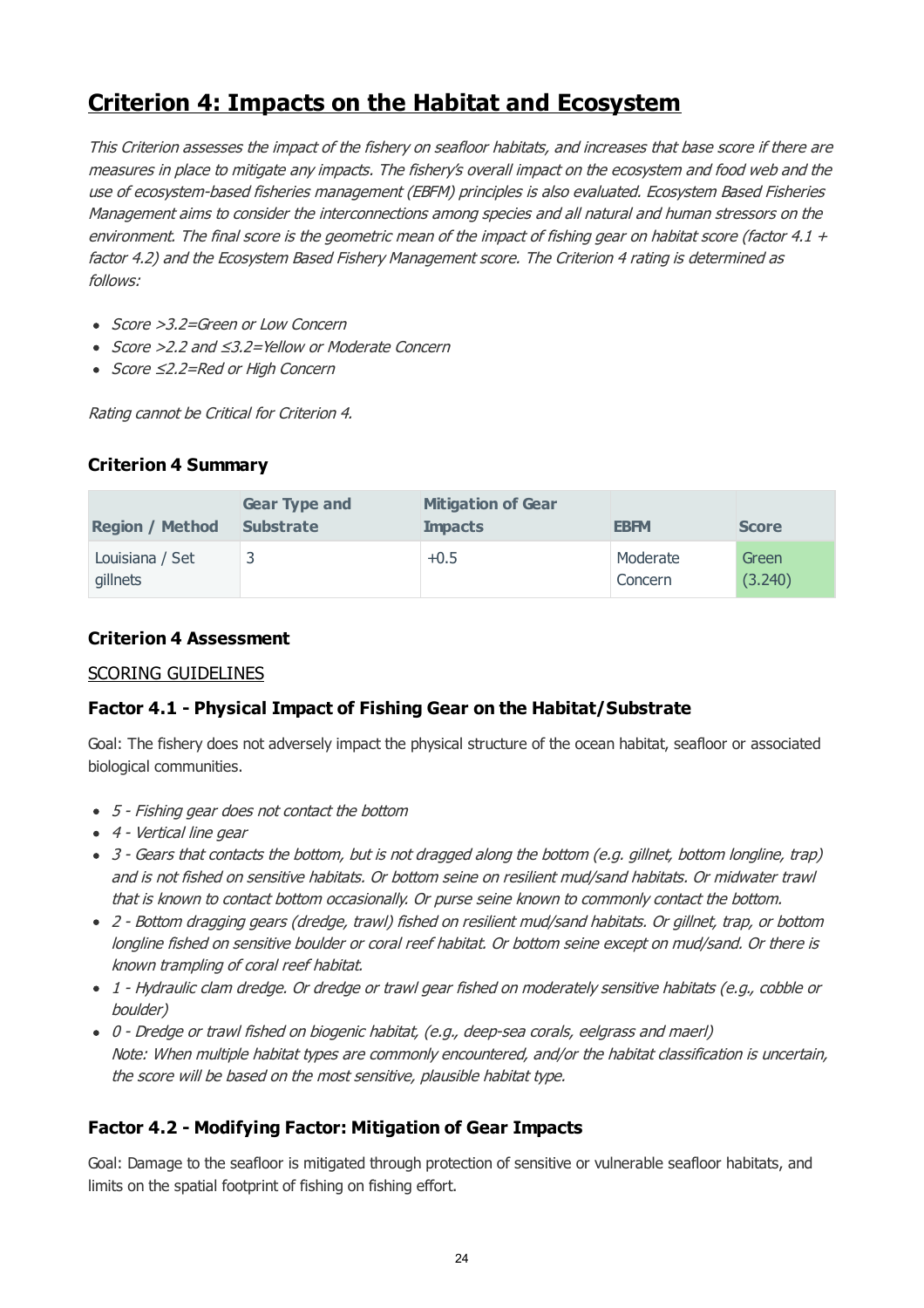# Criterion 4: Impacts on the Habitat and Ecosystem

*This Criterion assesses the impact of the fishery on seafloor habitats, and increases that base score if there are measures in place to mitigate any impacts. The fishery's overall impact on the ecosystem and food web and the use of ecosystem-based fisheries management (EBFM) principles is also evaluated. Ecosystem Based Fisheries Management aims to consider the interconnections among species and all natural and human stressors on the environment. The final score is the geometric mean of the impact of fishing gear on habitat score (factor 4.1 + factor 4.2) and the Ecosystem Based Fishery Management score. The Criterion 4 rating is determined as follows:*

- *Score >3.2=Green or Low Concern*
- *Score >2.2 and ≤3.2=Yellow or Moderate Concern*
- *Score ≤2.2=Red or High Concern*

*Rating cannot be Critical for Criterion 4.*

### Criterion 4 Summary

| Region / Method | Gear Type and Substrate | Mitigation of Gear Impacts | EBFM | Score |
|---|---|---|---|---|
| Louisiana / Set gillnets | 3 | +0.5 | Moderate Concern | Green (3.240) |

### Criterion 4 Assessment

SCORING GUIDELINES

### Factor 4.1 - Physical Impact of Fishing Gear on the Habitat/Substrate

Goal: The fishery does not adversely impact the physical structure of the ocean habitat, seafloor or associated biological communities.

- *5 - Fishing gear does not contact the bottom*
- *4 - Vertical line gear*
- *3 - Gears that contacts the bottom, but is not dragged along the bottom (e.g. gillnet, bottom longline, trap) and is not fished on sensitive habitats. Or bottom seine on resilient mud/sand habitats. Or midwater trawl that is known to contact bottom occasionally. Or purse seine known to commonly contact the bottom.*
- *2 - Bottom dragging gears (dredge, trawl) fished on resilient mud/sand habitats. Or gillnet, trap, or bottom longline fished on sensitive boulder or coral reef habitat. Or bottom seine except on mud/sand. Or there is known trampling of coral reef habitat.*
- *1 - Hydraulic clam dredge. Or dredge or trawl gear fished on moderately sensitive habitats (e.g., cobble or boulder)*
- *0 - Dredge or trawl fished on biogenic habitat, (e.g., deep-sea corals, eelgrass and maerl)*
  *Note: When multiple habitat types are commonly encountered, and/or the habitat classification is uncertain, the score will be based on the most sensitive, plausible habitat type.*

### Factor 4.2 - Modifying Factor: Mitigation of Gear Impacts

Goal: Damage to the seafloor is mitigated through protection of sensitive or vulnerable seafloor habitats, and limits on the spatial footprint of fishing on fishing effort.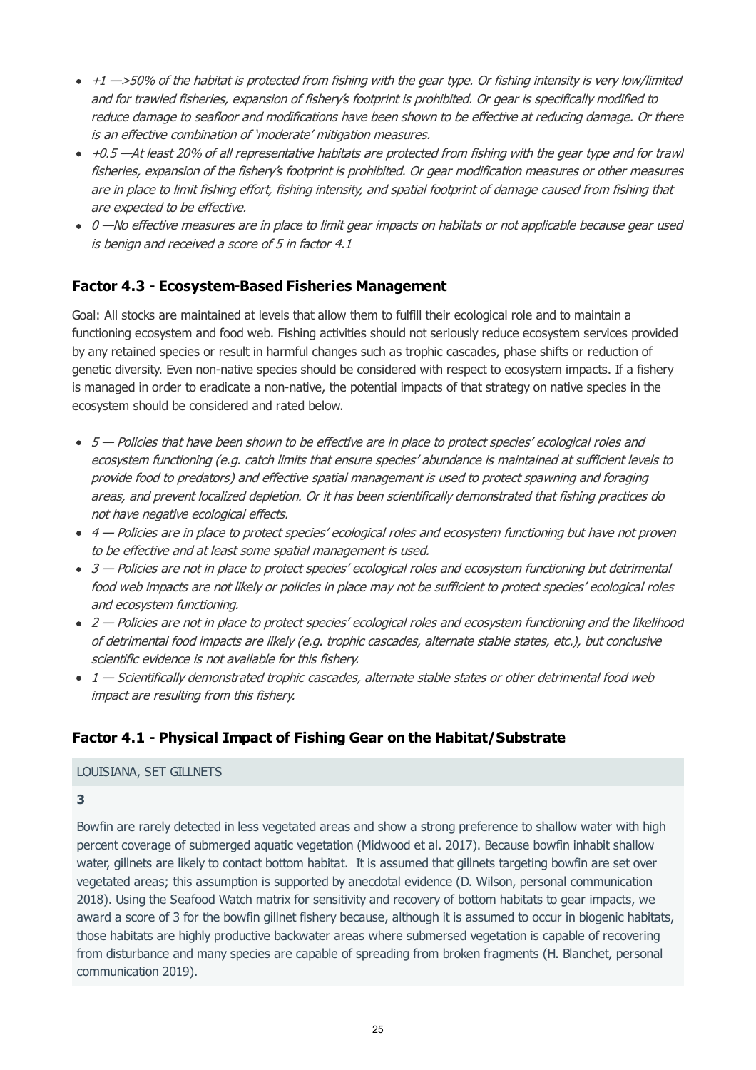- *+1 —>50% of the habitat is protected from fishing with the gear type. Or fishing intensity is very low/limited and for trawled fisheries, expansion of fishery's footprint is prohibited. Or gear is specifically modified to reduce damage to seafloor and modifications have been shown to be effective at reducing damage. Or there is an effective combination of 'moderate' mitigation measures.*
- *+0.5 —At least 20% of all representative habitats are protected from fishing with the gear type and for trawl fisheries, expansion of the fishery's footprint is prohibited. Or gear modification measures or other measures are in place to limit fishing effort, fishing intensity, and spatial footprint of damage caused from fishing that are expected to be effective.*
- *0 —No effective measures are in place to limit gear impacts on habitats or not applicable because gear used is benign and received a score of 5 in factor 4.1*

### Factor 4.3 - Ecosystem-Based Fisheries Management

Goal: All stocks are maintained at levels that allow them to fulfill their ecological role and to maintain a functioning ecosystem and food web. Fishing activities should not seriously reduce ecosystem services provided by any retained species or result in harmful changes such as trophic cascades, phase shifts or reduction of genetic diversity. Even non-native species should be considered with respect to ecosystem impacts. If a fishery is managed in order to eradicate a non-native, the potential impacts of that strategy on native species in the ecosystem should be considered and rated below.

- *5 — Policies that have been shown to be effective are in place to protect species' ecological roles and ecosystem functioning (e.g. catch limits that ensure species' abundance is maintained at sufficient levels to provide food to predators) and effective spatial management is used to protect spawning and foraging areas, and prevent localized depletion. Or it has been scientifically demonstrated that fishing practices do not have negative ecological effects.*
- *4 — Policies are in place to protect species' ecological roles and ecosystem functioning but have not proven to be effective and at least some spatial management is used.*
- *3 — Policies are not in place to protect species' ecological roles and ecosystem functioning but detrimental food web impacts are not likely or policies in place may not be sufficient to protect species' ecological roles and ecosystem functioning.*
- *2 — Policies are not in place to protect species' ecological roles and ecosystem functioning and the likelihood of detrimental food impacts are likely (e.g. trophic cascades, alternate stable states, etc.), but conclusive scientific evidence is not available for this fishery.*
- *1 — Scientifically demonstrated trophic cascades, alternate stable states or other detrimental food web impact are resulting from this fishery.*

### Factor 4.1 - Physical Impact of Fishing Gear on the Habitat/Substrate

LOUISIANA, SET GILLNETS

**3**

Bowfin are rarely detected in less vegetated areas and show a strong preference to shallow water with high percent coverage of submerged aquatic vegetation (Midwood et al. 2017). Because bowfin inhabit shallow water, gillnets are likely to contact bottom habitat. It is assumed that gillnets targeting bowfin are set over vegetated areas; this assumption is supported by anecdotal evidence (D. Wilson, personal communication 2018). Using the Seafood Watch matrix for sensitivity and recovery of bottom habitats to gear impacts, we award a score of 3 for the bowfin gillnet fishery because, although it is assumed to occur in biogenic habitats, those habitats are highly productive backwater areas where submersed vegetation is capable of recovering from disturbance and many species are capable of spreading from broken fragments (H. Blanchet, personal communication 2019).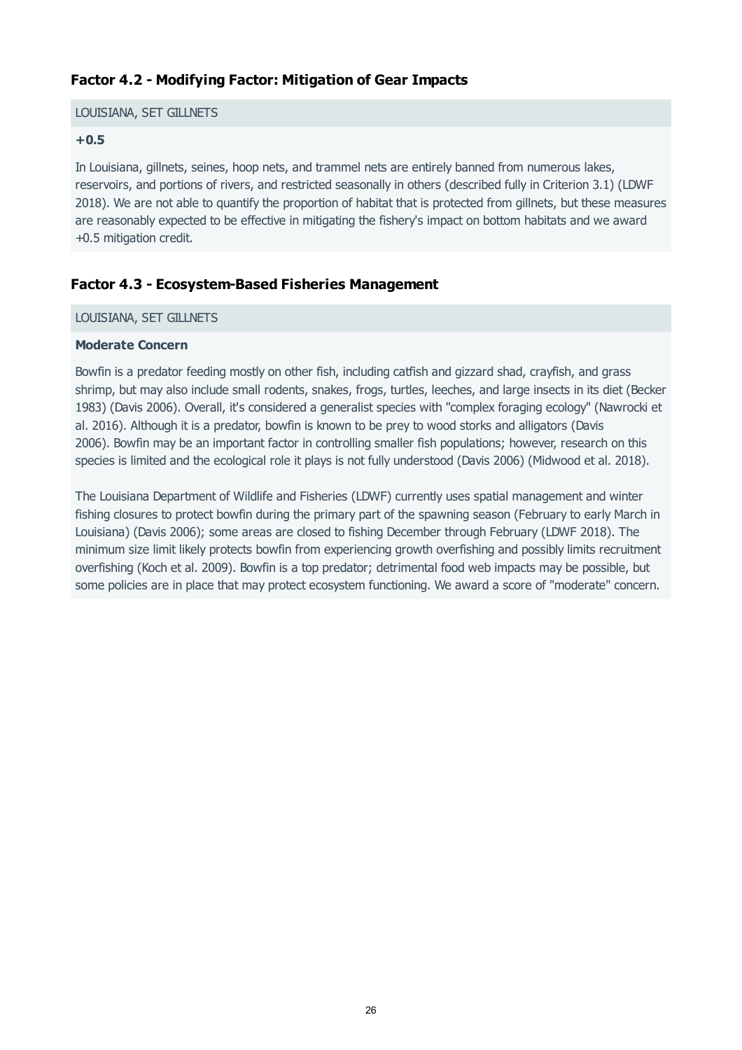### Factor 4.2 - Modifying Factor: Mitigation of Gear Impacts

LOUISIANA, SET GILLNETS

**+0.5**

In Louisiana, gillnets, seines, hoop nets, and trammel nets are entirely banned from numerous lakes, reservoirs, and portions of rivers, and restricted seasonally in others (described fully in Criterion 3.1) (LDWF 2018). We are not able to quantify the proportion of habitat that is protected from gillnets, but these measures are reasonably expected to be effective in mitigating the fishery's impact on bottom habitats and we award +0.5 mitigation credit.

### Factor 4.3 - Ecosystem-Based Fisheries Management

LOUISIANA, SET GILLNETS

**Moderate Concern**

Bowfin is a predator feeding mostly on other fish, including catfish and gizzard shad, crayfish, and grass shrimp, but may also include small rodents, snakes, frogs, turtles, leeches, and large insects in its diet (Becker 1983) (Davis 2006). Overall, it's considered a generalist species with "complex foraging ecology" (Nawrocki et al. 2016). Although it is a predator, bowfin is known to be prey to wood storks and alligators (Davis 2006). Bowfin may be an important factor in controlling smaller fish populations; however, research on this species is limited and the ecological role it plays is not fully understood (Davis 2006) (Midwood et al. 2018).

The Louisiana Department of Wildlife and Fisheries (LDWF) currently uses spatial management and winter fishing closures to protect bowfin during the primary part of the spawning season (February to early March in Louisiana) (Davis 2006); some areas are closed to fishing December through February (LDWF 2018). The minimum size limit likely protects bowfin from experiencing growth overfishing and possibly limits recruitment overfishing (Koch et al. 2009). Bowfin is a top predator; detrimental food web impacts may be possible, but some policies are in place that may protect ecosystem functioning. We award a score of "moderate" concern.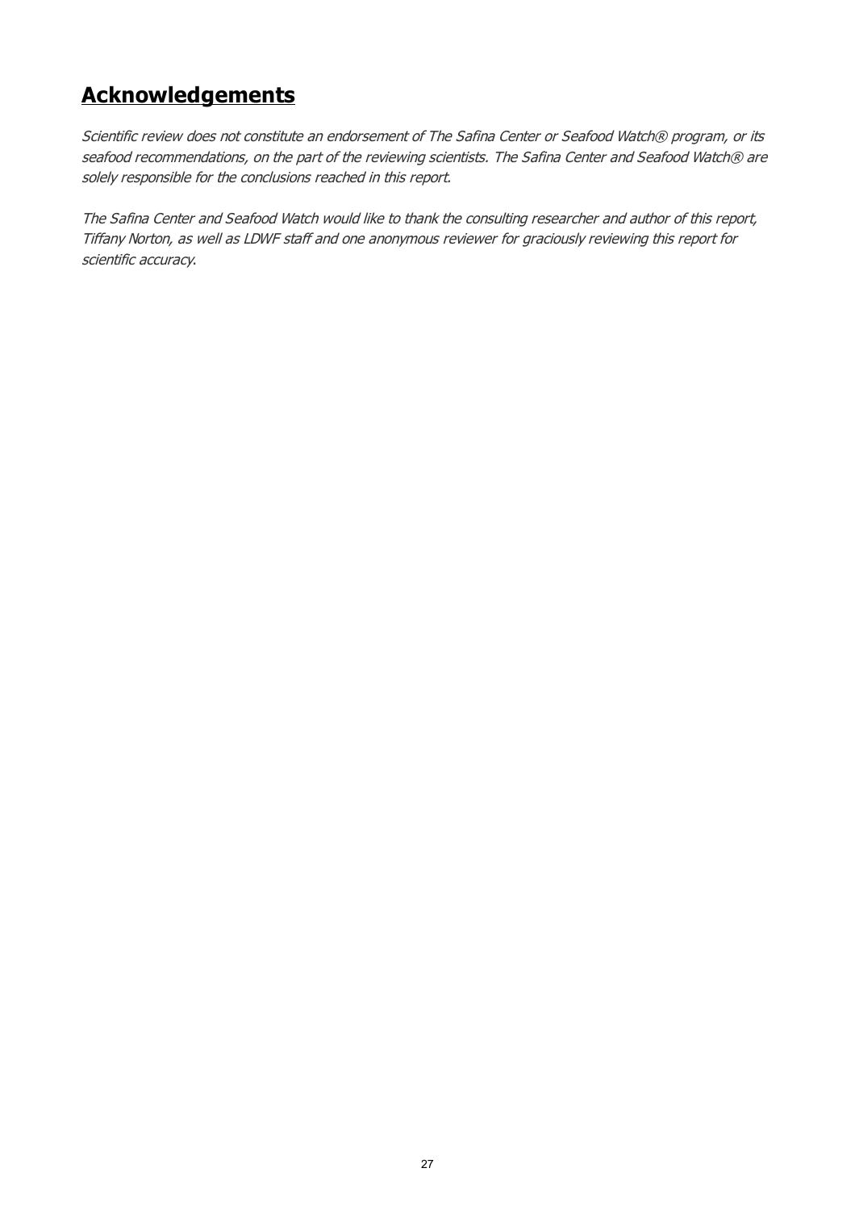# **Acknowledgements**

*Scientific review does not constitute an endorsement of The Safina Center or Seafood Watch® program, or its seafood recommendations, on the part of the reviewing scientists. The Safina Center and Seafood Watch® are solely responsible for the conclusions reached in this report.*

*The Safina Center and Seafood Watch would like to thank the consulting researcher and author of this report, Tiffany Norton, as well as LDWF staff and one anonymous reviewer for graciously reviewing this report for scientific accuracy.*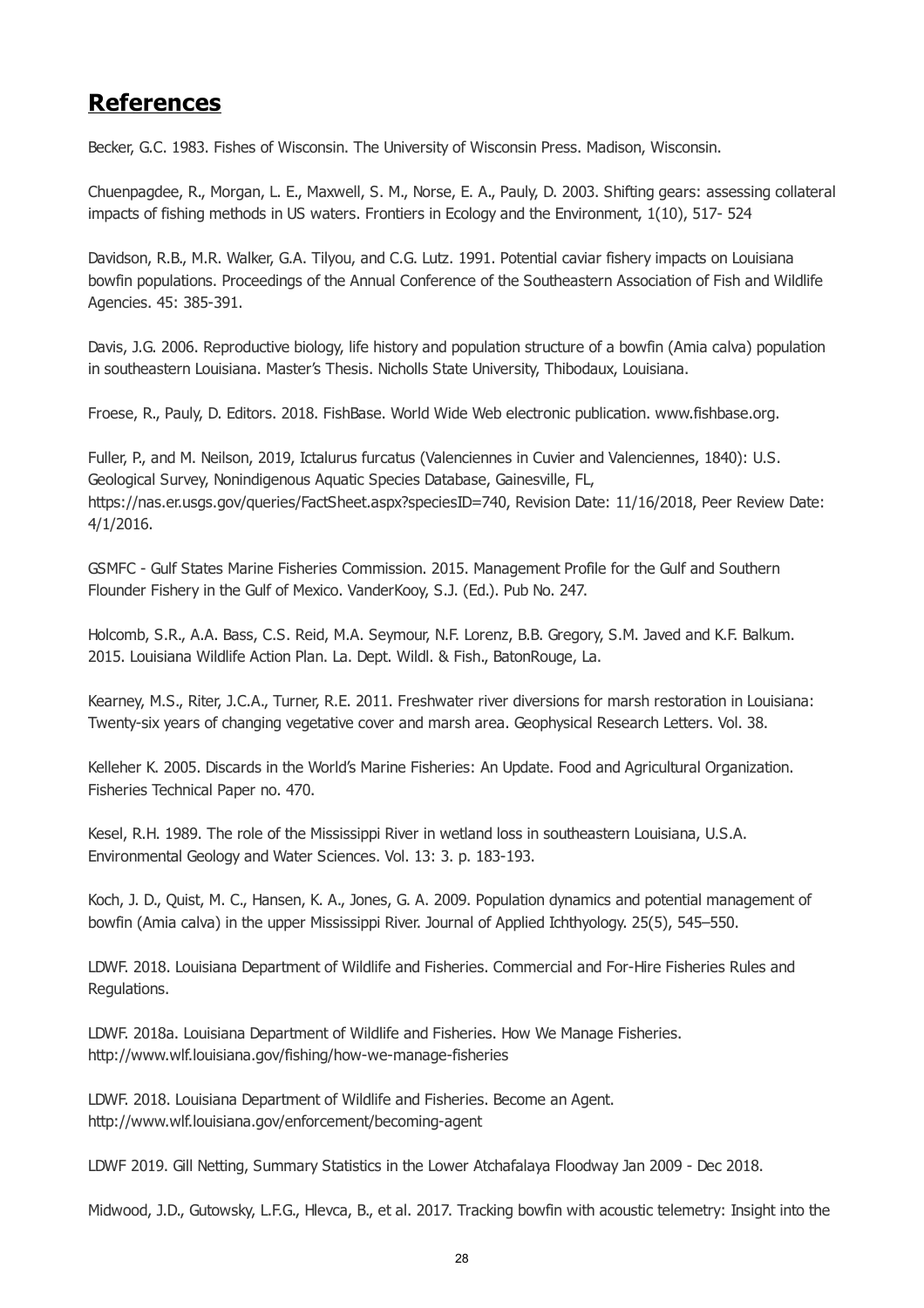## References

Becker, G.C. 1983. Fishes of Wisconsin. The University of Wisconsin Press. Madison, Wisconsin.

Chuenpagdee, R., Morgan, L. E., Maxwell, S. M., Norse, E. A., Pauly, D. 2003. Shifting gears: assessing collateral impacts of fishing methods in US waters. Frontiers in Ecology and the Environment, 1(10), 517- 524

Davidson, R.B., M.R. Walker, G.A. Tilyou, and C.G. Lutz. 1991. Potential caviar fishery impacts on Louisiana bowfin populations. Proceedings of the Annual Conference of the Southeastern Association of Fish and Wildlife Agencies. 45: 385-391.

Davis, J.G. 2006. Reproductive biology, life history and population structure of a bowfin (Amia calva) population in southeastern Louisiana. Master's Thesis. Nicholls State University, Thibodaux, Louisiana.

Froese, R., Pauly, D. Editors. 2018. FishBase. World Wide Web electronic publication. www.fishbase.org.

Fuller, P., and M. Neilson, 2019, Ictalurus furcatus (Valenciennes in Cuvier and Valenciennes, 1840): U.S. Geological Survey, Nonindigenous Aquatic Species Database, Gainesville, FL, https://nas.er.usgs.gov/queries/FactSheet.aspx?speciesID=740, Revision Date: 11/16/2018, Peer Review Date: 4/1/2016.

GSMFC - Gulf States Marine Fisheries Commission. 2015. Management Profile for the Gulf and Southern Flounder Fishery in the Gulf of Mexico. VanderKooy, S.J. (Ed.). Pub No. 247.

Holcomb, S.R., A.A. Bass, C.S. Reid, M.A. Seymour, N.F. Lorenz, B.B. Gregory, S.M. Javed and K.F. Balkum. 2015. Louisiana Wildlife Action Plan. La. Dept. Wildl. & Fish., BatonRouge, La.

Kearney, M.S., Riter, J.C.A., Turner, R.E. 2011. Freshwater river diversions for marsh restoration in Louisiana: Twenty-six years of changing vegetative cover and marsh area. Geophysical Research Letters. Vol. 38.

Kelleher K. 2005. Discards in the World's Marine Fisheries: An Update. Food and Agricultural Organization. Fisheries Technical Paper no. 470.

Kesel, R.H. 1989. The role of the Mississippi River in wetland loss in southeastern Louisiana, U.S.A. Environmental Geology and Water Sciences. Vol. 13: 3. p. 183-193.

Koch, J. D., Quist, M. C., Hansen, K. A., Jones, G. A. 2009. Population dynamics and potential management of bowfin (Amia calva) in the upper Mississippi River. Journal of Applied Ichthyology. 25(5), 545–550.

LDWF. 2018. Louisiana Department of Wildlife and Fisheries. Commercial and For-Hire Fisheries Rules and Regulations.

LDWF. 2018a. Louisiana Department of Wildlife and Fisheries. How We Manage Fisheries. http://www.wlf.louisiana.gov/fishing/how-we-manage-fisheries

LDWF. 2018. Louisiana Department of Wildlife and Fisheries. Become an Agent. http://www.wlf.louisiana.gov/enforcement/becoming-agent

LDWF 2019. Gill Netting, Summary Statistics in the Lower Atchafalaya Floodway Jan 2009 - Dec 2018.

Midwood, J.D., Gutowsky, L.F.G., Hlevca, B., et al. 2017. Tracking bowfin with acoustic telemetry: Insight into the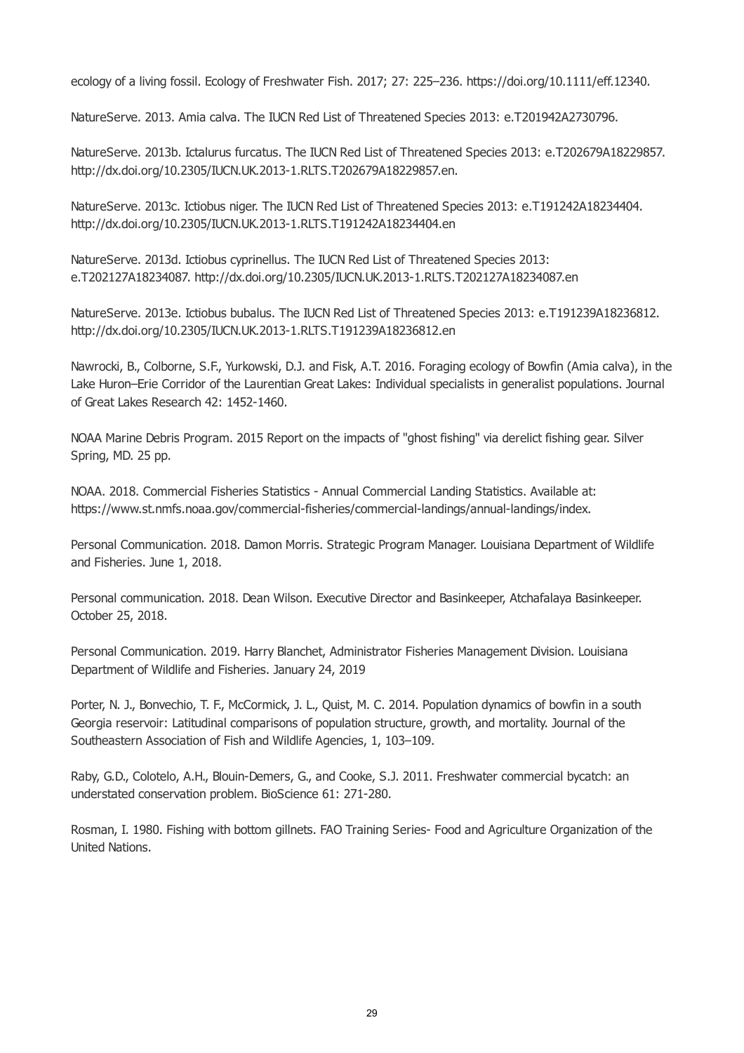ecology of a living fossil. Ecology of Freshwater Fish. 2017; 27: 225–236. https://doi.org/10.1111/eff.12340.

NatureServe. 2013. Amia calva. The IUCN Red List of Threatened Species 2013: e.T201942A2730796.

NatureServe. 2013b. Ictalurus furcatus. The IUCN Red List of Threatened Species 2013: e.T202679A18229857. http://dx.doi.org/10.2305/IUCN.UK.2013-1.RLTS.T202679A18229857.en.

NatureServe. 2013c. Ictiobus niger. The IUCN Red List of Threatened Species 2013: e.T191242A18234404. http://dx.doi.org/10.2305/IUCN.UK.2013-1.RLTS.T191242A18234404.en

NatureServe. 2013d. Ictiobus cyprinellus. The IUCN Red List of Threatened Species 2013: e.T202127A18234087. http://dx.doi.org/10.2305/IUCN.UK.2013-1.RLTS.T202127A18234087.en

NatureServe. 2013e. Ictiobus bubalus. The IUCN Red List of Threatened Species 2013: e.T191239A18236812. http://dx.doi.org/10.2305/IUCN.UK.2013-1.RLTS.T191239A18236812.en

Nawrocki, B., Colborne, S.F., Yurkowski, D.J. and Fisk, A.T. 2016. Foraging ecology of Bowfin (Amia calva), in the Lake Huron–Erie Corridor of the Laurentian Great Lakes: Individual specialists in generalist populations. Journal of Great Lakes Research 42: 1452-1460.

NOAA Marine Debris Program. 2015 Report on the impacts of "ghost fishing" via derelict fishing gear. Silver Spring, MD. 25 pp.

NOAA. 2018. Commercial Fisheries Statistics - Annual Commercial Landing Statistics. Available at: https://www.st.nmfs.noaa.gov/commercial-fisheries/commercial-landings/annual-landings/index.

Personal Communication. 2018. Damon Morris. Strategic Program Manager. Louisiana Department of Wildlife and Fisheries. June 1, 2018.

Personal communication. 2018. Dean Wilson. Executive Director and Basinkeeper, Atchafalaya Basinkeeper. October 25, 2018.

Personal Communication. 2019. Harry Blanchet, Administrator Fisheries Management Division. Louisiana Department of Wildlife and Fisheries. January 24, 2019

Porter, N. J., Bonvechio, T. F., McCormick, J. L., Quist, M. C. 2014. Population dynamics of bowfin in a south Georgia reservoir: Latitudinal comparisons of population structure, growth, and mortality. Journal of the Southeastern Association of Fish and Wildlife Agencies, 1, 103–109.

Raby, G.D., Colotelo, A.H., Blouin-Demers, G., and Cooke, S.J. 2011. Freshwater commercial bycatch: an understated conservation problem. BioScience 61: 271-280.

Rosman, I. 1980. Fishing with bottom gillnets. FAO Training Series- Food and Agriculture Organization of the United Nations.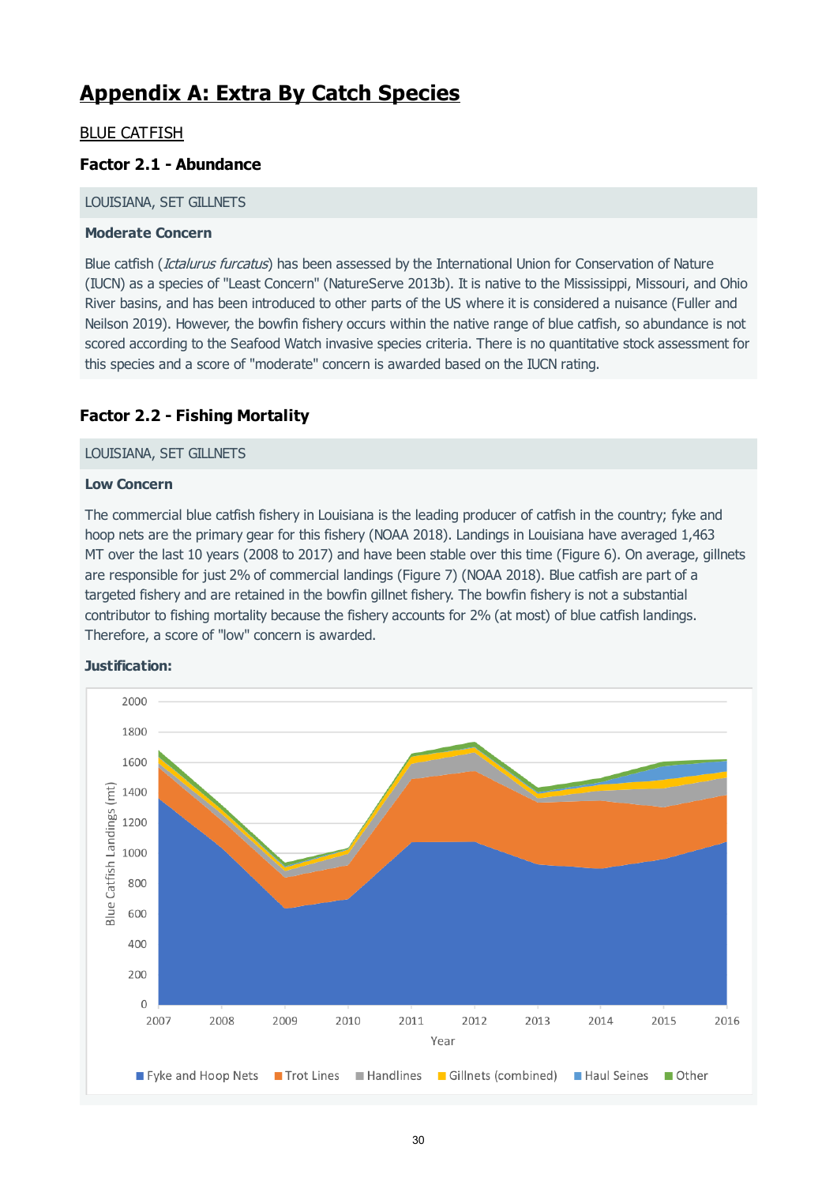# Appendix A: Extra By Catch Species

BLUE CATFISH

### Factor 2.1 - Abundance

LOUISIANA, SET GILLNETS

**Moderate Concern**

Blue catfish (*Ictalurus furcatus*) has been assessed by the International Union for Conservation of Nature (IUCN) as a species of "Least Concern" (NatureServe 2013b). It is native to the Mississippi, Missouri, and Ohio River basins, and has been introduced to other parts of the US where it is considered a nuisance (Fuller and Neilson 2019). However, the bowfin fishery occurs within the native range of blue catfish, so abundance is not scored according to the Seafood Watch invasive species criteria. There is no quantitative stock assessment for this species and a score of "moderate" concern is awarded based on the IUCN rating.

### Factor 2.2 - Fishing Mortality

LOUISIANA, SET GILLNETS

**Low Concern**

The commercial blue catfish fishery in Louisiana is the leading producer of catfish in the country; fyke and hoop nets are the primary gear for this fishery (NOAA 2018). Landings in Louisiana have averaged 1,463 MT over the last 10 years (2008 to 2017) and have been stable over this time (Figure 6). On average, gillnets are responsible for just 2% of commercial landings (Figure 7) (NOAA 2018). Blue catfish are part of a targeted fishery and are retained in the bowfin gillnet fishery. The bowfin fishery is not a substantial contributor to fishing mortality because the fishery accounts for 2% (at most) of blue catfish landings. Therefore, a score of "low" concern is awarded.

**Justification:**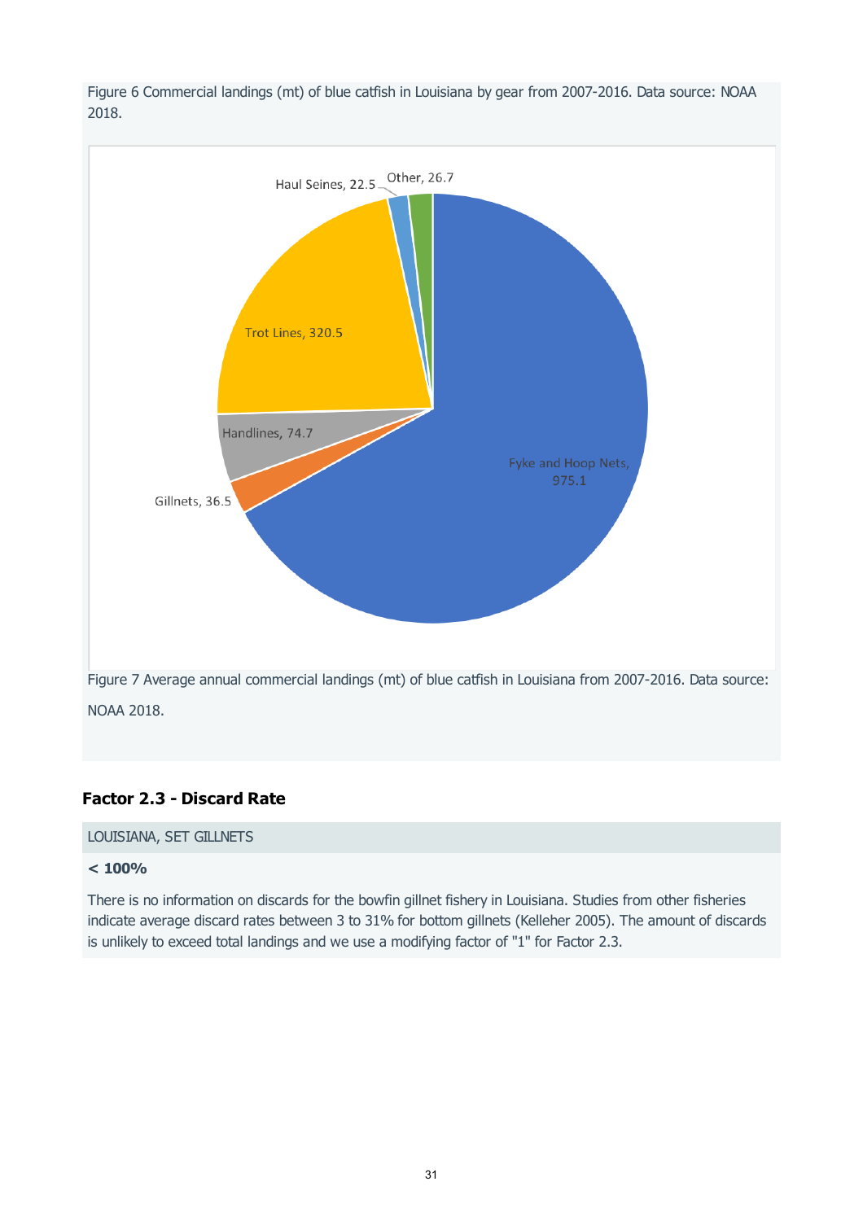Figure 6 Commercial landings (mt) of blue catfish in Louisiana by gear from 2007-2016. Data source: NOAA 2018.

Haul Seines, 22.5
Other, 26.7
Trot Lines, 320.5
Handlines, 74.7
Gillnets, 36.5
Fyke and Hoop Nets, 975.1

Figure 7 Average annual commercial landings (mt) of blue catfish in Louisiana from 2007-2016. Data source: NOAA 2018.

### Factor 2.3 - Discard Rate

LOUISIANA, SET GILLNETS

**< 100%**

There is no information on discards for the bowfin gillnet fishery in Louisiana. Studies from other fisheries indicate average discard rates between 3 to 31% for bottom gillnets (Kelleher 2005). The amount of discards is unlikely to exceed total landings and we use a modifying factor of "1" for Factor 2.3.